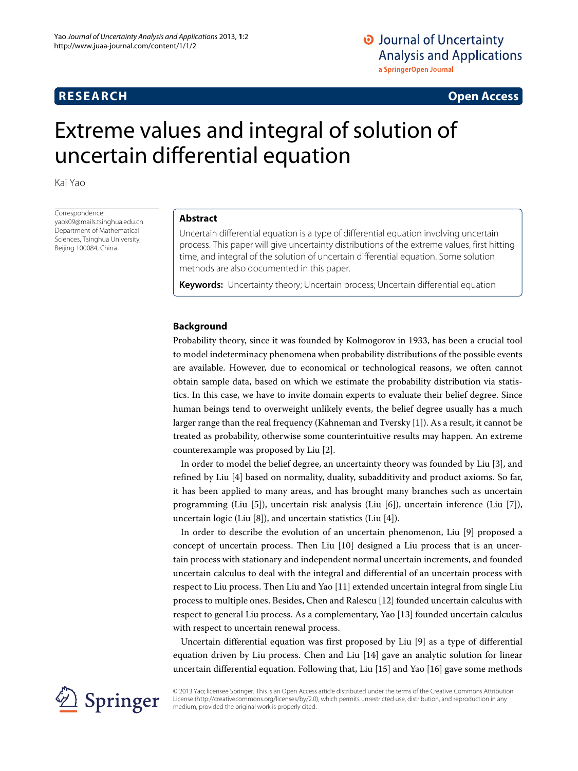**RESEARCH** **Open Access**

# Extreme values and integral of solution of uncertain differential equation

Kai Yao

Correspondence: yaok09@mails.tsinghua.edu.cn Department of Mathematical Sciences, Tsinghua University, Beijing 100084, China

## Abstract

Uncertain differential equation is a type of differential equation involving uncertain process. This paper will give uncertainty distributions of the extreme values, first hitting time, and integral of the solution of uncertain differential equation. Some solution methods are also documented in this paper.

**Keywords:** Uncertainty theory; Uncertain process; Uncertain differential equation

## Background

Probability theory, since it was founded by Kolmogorov in 1933, has been a crucial tool to model indeterminacy phenomena when probability distributions of the possible events are available. However, due to economical or technological reasons, we often cannot obtain sample data, based on which we estimate the probability distribution via statistics. In this case, we have to invite domain experts to evaluate their belief degree. Since human beings tend to overweight unlikely events, the belief degree usually has a much larger range than the real frequency (Kahneman and Tversky [1]). As a result, it cannot be treated as probability, otherwise some counterintuitive results may happen. An extreme counterexample was proposed by Liu [2].

In order to model the belief degree, an uncertainty theory was founded by Liu [3], and refined by Liu [4] based on normality, duality, subadditivity and product axioms. So far, it has been applied to many areas, and has brought many branches such as uncertain programming (Liu [5]), uncertain risk analysis (Liu [6]), uncertain inference (Liu [7]), uncertain logic (Liu [8]), and uncertain statistics (Liu [4]).

In order to describe the evolution of an uncertain phenomenon, Liu [9] proposed a concept of uncertain process. Then Liu [10] designed a Liu process that is an uncertain process with stationary and independent normal uncertain increments, and founded uncertain calculus to deal with the integral and differential of an uncertain process with respect to Liu process. Then Liu and Yao [11] extended uncertain integral from single Liu process to multiple ones. Besides, Chen and Ralescu [12] founded uncertain calculus with respect to general Liu process. As a complementary, Yao [13] founded uncertain calculus with respect to uncertain renewal process.

Uncertain differential equation was first proposed by Liu [9] as a type of differential equation driven by Liu process. Chen and Liu [14] gave an analytic solution for linear uncertain differential equation. Following that, Liu [15] and Yao [16] gave some methods

© 2013 Yao; licensee Springer. This is an Open Access article distributed under the terms of the Creative Commons Attribution License (http://creativecommons.org/licenses/by/2.0), which permits unrestricted use, distribution, and reproduction in any medium, provided the original work is properly cited.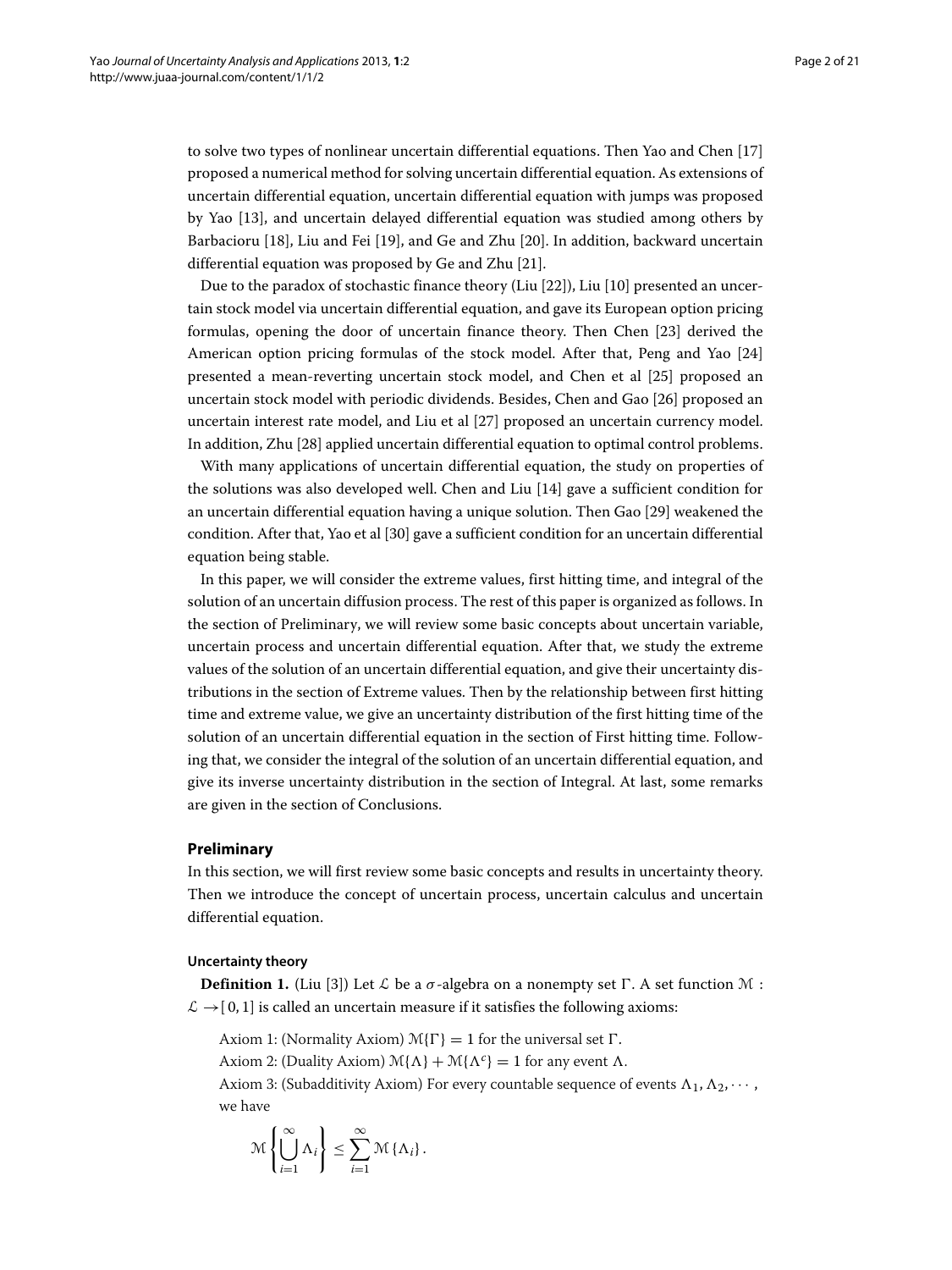to solve two types of nonlinear uncertain differential equations. Then Yao and Chen [17] proposed a numerical method for solving uncertain differential equation. As extensions of uncertain differential equation, uncertain differential equation with jumps was proposed by Yao [13], and uncertain delayed differential equation was studied among others by Barbacioru [18], Liu and Fei [19], and Ge and Zhu [20]. In addition, backward uncertain differential equation was proposed by Ge and Zhu [21].

Due to the paradox of stochastic finance theory (Liu [22]), Liu [10] presented an uncertain stock model via uncertain differential equation, and gave its European option pricing formulas, opening the door of uncertain finance theory. Then Chen [23] derived the American option pricing formulas of the stock model. After that, Peng and Yao [24] presented a mean-reverting uncertain stock model, and Chen et al [25] proposed an uncertain stock model with periodic dividends. Besides, Chen and Gao [26] proposed an uncertain interest rate model, and Liu et al [27] proposed an uncertain currency model. In addition, Zhu [28] applied uncertain differential equation to optimal control problems.

With many applications of uncertain differential equation, the study on properties of the solutions was also developed well. Chen and Liu [14] gave a sufficient condition for an uncertain differential equation having a unique solution. Then Gao [29] weakened the condition. After that, Yao et al [30] gave a sufficient condition for an uncertain differential equation being stable.

In this paper, we will consider the extreme values, first hitting time, and integral of the solution of an uncertain diffusion process. The rest of this paper is organized as follows. In the section of Preliminary, we will review some basic concepts about uncertain variable, uncertain process and uncertain differential equation. After that, we study the extreme values of the solution of an uncertain differential equation, and give their uncertainty distributions in the section of Extreme values. Then by the relationship between first hitting time and extreme value, we give an uncertainty distribution of the first hitting time of the solution of an uncertain differential equation in the section of First hitting time. Following that, we consider the integral of the solution of an uncertain differential equation, and give its inverse uncertainty distribution in the section of Integral. At last, some remarks are given in the section of Conclusions.

## Preliminary

In this section, we will first review some basic concepts and results in uncertainty theory. Then we introduce the concept of uncertain process, uncertain calculus and uncertain differential equation.

### Uncertainty theory

**Definition 1.** (Liu [3]) Let $\mathcal{L}$ be a $\sigma$-algebra on a nonempty set $\Gamma$. A set function $\mathcal{M} : \mathcal{L} \to [0,1]$ is called an uncertain measure if it satisfies the following axioms:

Axiom 1: (Normality Axiom) $\mathcal{M}\{\Gamma\} = 1$ for the universal set $\Gamma$.

Axiom 2: (Duality Axiom) $\mathcal{M}\{\Lambda\} + \mathcal{M}\{\Lambda^c\} = 1$ for any event $\Lambda$.

Axiom 3: (Subadditivity Axiom) For every countable sequence of events $\Lambda_1, \Lambda_2, \cdots$, we have

$$\mathcal{M}\left\{\bigcup_{i=1}^{\infty} \Lambda_i\right\} \leq \sum_{i=1}^{\infty} \mathcal{M}\{\Lambda_i\}.$$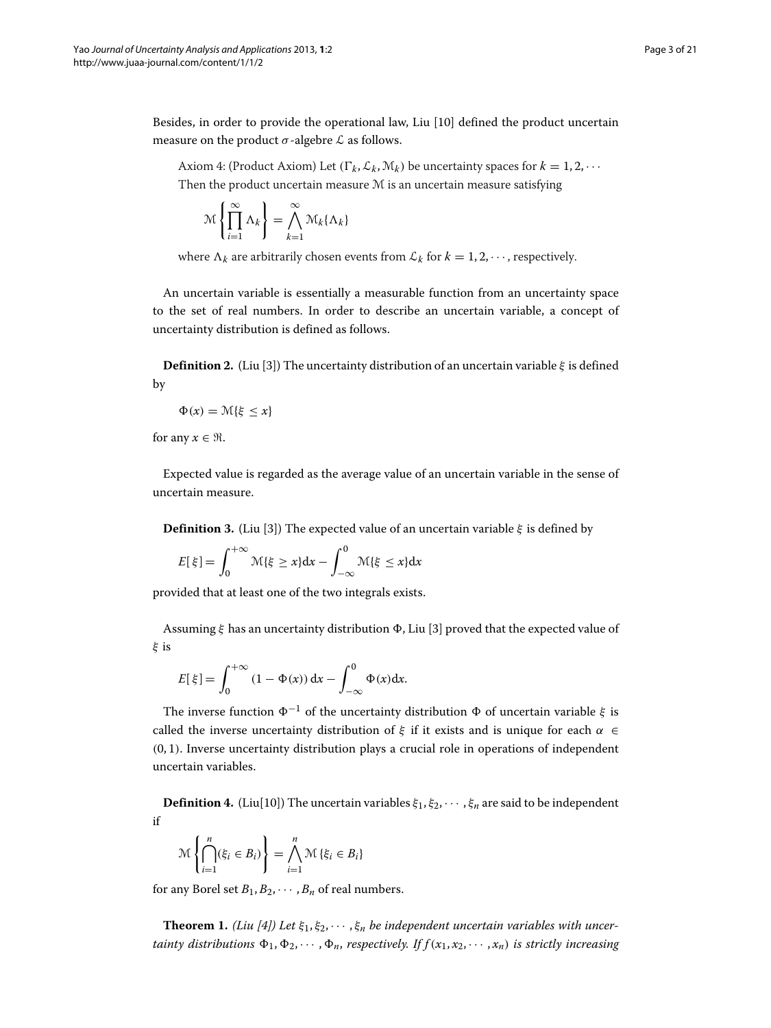Besides, in order to provide the operational law, Liu [10] defined the product uncertain measure on the product $\sigma$-algebre $\mathcal{L}$ as follows.

Axiom 4: (Product Axiom) Let $(\Gamma_k, \mathcal{L}_k, \mathcal{M}_k)$ be uncertainty spaces for $k = 1, 2, \cdots$ Then the product uncertain measure $\mathcal{M}$ is an uncertain measure satisfying

$$\mathcal{M}\left\{\prod_{i=1}^{\infty} \Lambda_k\right\} = \bigwedge_{k=1}^{\infty} \mathcal{M}_k\{\Lambda_k\}$$

where $\Lambda_k$ are arbitrarily chosen events from $\mathcal{L}_k$ for $k = 1, 2, \cdots$, respectively.

An uncertain variable is essentially a measurable function from an uncertainty space to the set of real numbers. In order to describe an uncertain variable, a concept of uncertainty distribution is defined as follows.

**Definition 2.** (Liu [3]) The uncertainty distribution of an uncertain variable $\xi$ is defined by

$$\Phi(x) = \mathcal{M}\{\xi \le x\}$$

for any $x \in \Re$.

Expected value is regarded as the average value of an uncertain variable in the sense of uncertain measure.

**Definition 3.** (Liu [3]) The expected value of an uncertain variable $\xi$ is defined by

$$E[\xi] = \int_0^{+\infty} \mathcal{M}\{\xi \ge x\}\mathrm{d}x - \int_{-\infty}^{0} \mathcal{M}\{\xi \le x\}\mathrm{d}x$$

provided that at least one of the two integrals exists.

Assuming $\xi$ has an uncertainty distribution $\Phi$, Liu [3] proved that the expected value of $\xi$ is

$$E[\xi] = \int_0^{+\infty} (1 - \Phi(x))\,\mathrm{d}x - \int_{-\infty}^{0} \Phi(x)\mathrm{d}x.$$

The inverse function $\Phi^{-1}$ of the uncertainty distribution $\Phi$ of uncertain variable $\xi$ is called the inverse uncertainty distribution of $\xi$ if it exists and is unique for each $\alpha \in (0, 1)$. Inverse uncertainty distribution plays a crucial role in operations of independent uncertain variables.

**Definition 4.** (Liu[10]) The uncertain variables $\xi_1, \xi_2, \cdots, \xi_n$ are said to be independent if

$$\mathcal{M}\left\{\bigcap_{i=1}^{n} (\xi_i \in B_i)\right\} = \bigwedge_{i=1}^{n} \mathcal{M}\{\xi_i \in B_i\}$$

for any Borel set $B_1, B_2, \cdots, B_n$ of real numbers.

**Theorem 1.** *(Liu [4]) Let $\xi_1, \xi_2, \cdots, \xi_n$ be independent uncertain variables with uncertainty distributions $\Phi_1, \Phi_2, \cdots, \Phi_n$, respectively. If $f(x_1, x_2, \cdots, x_n)$ is strictly increasing*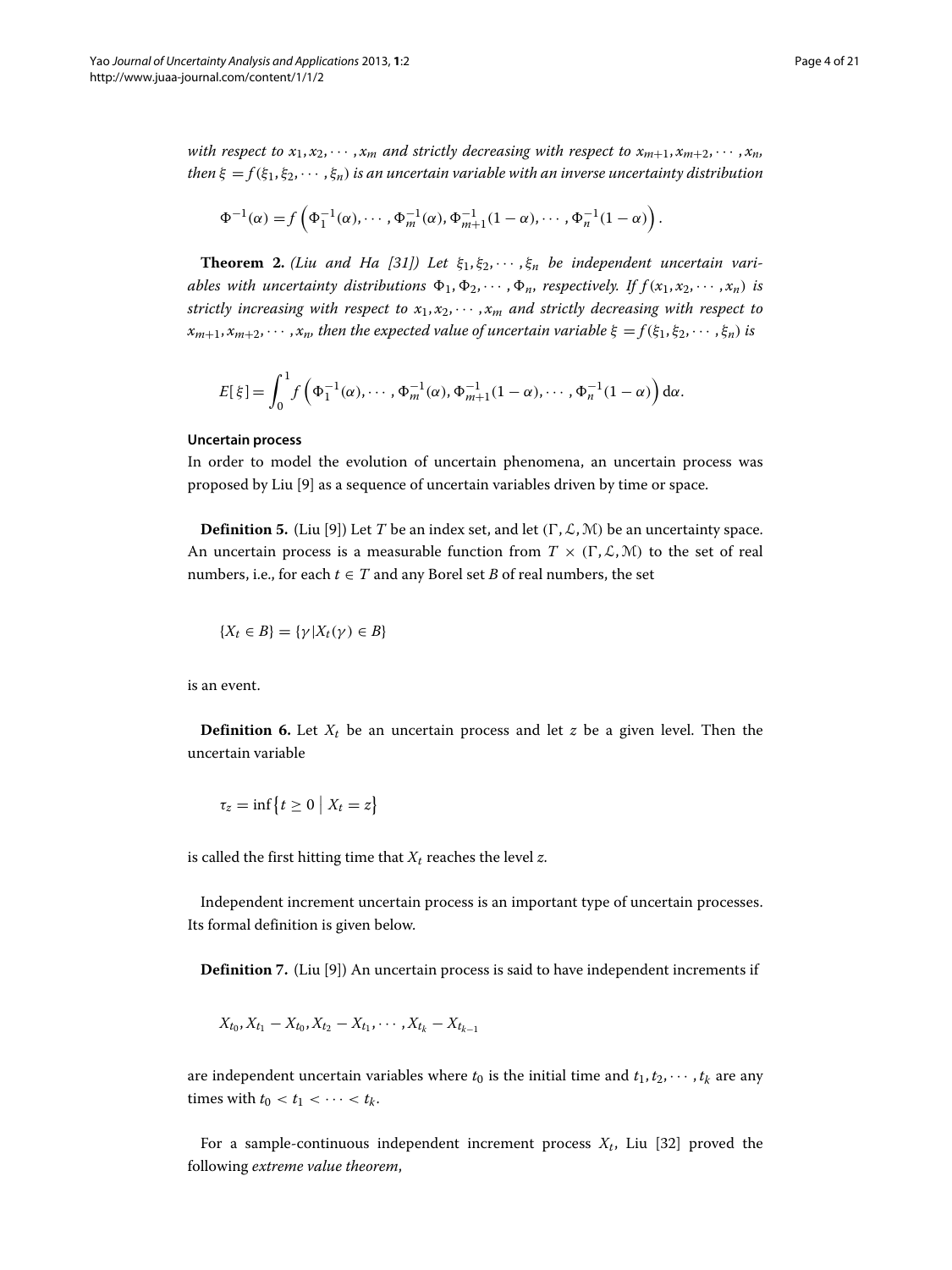*with respect to $x_1, x_2, \cdots, x_m$ and strictly decreasing with respect to $x_{m+1}, x_{m+2}, \cdots, x_n$, then $\xi = f(\xi_1, \xi_2, \cdots, \xi_n)$ is an uncertain variable with an inverse uncertainty distribution*

$$\Phi^{-1}(\alpha) = f\left(\Phi_1^{-1}(\alpha), \cdots, \Phi_m^{-1}(\alpha), \Phi_{m+1}^{-1}(1-\alpha), \cdots, \Phi_n^{-1}(1-\alpha)\right).$$

**Theorem 2.** *(Liu and Ha [31]) Let $\xi_1, \xi_2, \cdots, \xi_n$ be independent uncertain variables with uncertainty distributions $\Phi_1, \Phi_2, \cdots, \Phi_n$, respectively. If $f(x_1, x_2, \cdots, x_n)$ is strictly increasing with respect to $x_1, x_2, \cdots, x_m$ and strictly decreasing with respect to $x_{m+1}, x_{m+2}, \cdots, x_n$, then the expected value of uncertain variable $\xi = f(\xi_1, \xi_2, \cdots, \xi_n)$ is*

$$E[\xi] = \int_0^1 f\left(\Phi_1^{-1}(\alpha), \cdots, \Phi_m^{-1}(\alpha), \Phi_{m+1}^{-1}(1-\alpha), \cdots, \Phi_n^{-1}(1-\alpha)\right) \mathrm{d}\alpha.$$

### Uncertain process

In order to model the evolution of uncertain phenomena, an uncertain process was proposed by Liu [9] as a sequence of uncertain variables driven by time or space.

**Definition 5.** (Liu [9]) Let $T$ be an index set, and let $(\Gamma, \mathcal{L}, \mathcal{M})$ be an uncertainty space. An uncertain process is a measurable function from $T \times (\Gamma, \mathcal{L}, \mathcal{M})$ to the set of real numbers, i.e., for each $t \in T$ and any Borel set $B$ of real numbers, the set

$$\{X_t \in B\} = \{\gamma | X_t(\gamma) \in B\}$$

is an event.

**Definition 6.** Let $X_t$ be an uncertain process and let $z$ be a given level. Then the uncertain variable

$$\tau_z = \inf\left\{t \geq 0 \;\middle|\; X_t = z\right\}$$

is called the first hitting time that $X_t$ reaches the level $z$.

Independent increment uncertain process is an important type of uncertain processes. Its formal definition is given below.

**Definition 7.** (Liu [9]) An uncertain process is said to have independent increments if

$$X_{t_0}, X_{t_1} - X_{t_0}, X_{t_2} - X_{t_1}, \cdots, X_{t_k} - X_{t_{k-1}}$$

are independent uncertain variables where $t_0$ is the initial time and $t_1, t_2, \cdots, t_k$ are any times with $t_0 < t_1 < \cdots < t_k$.

For a sample-continuous independent increment process $X_t$, Liu [32] proved the following *extreme value theorem*,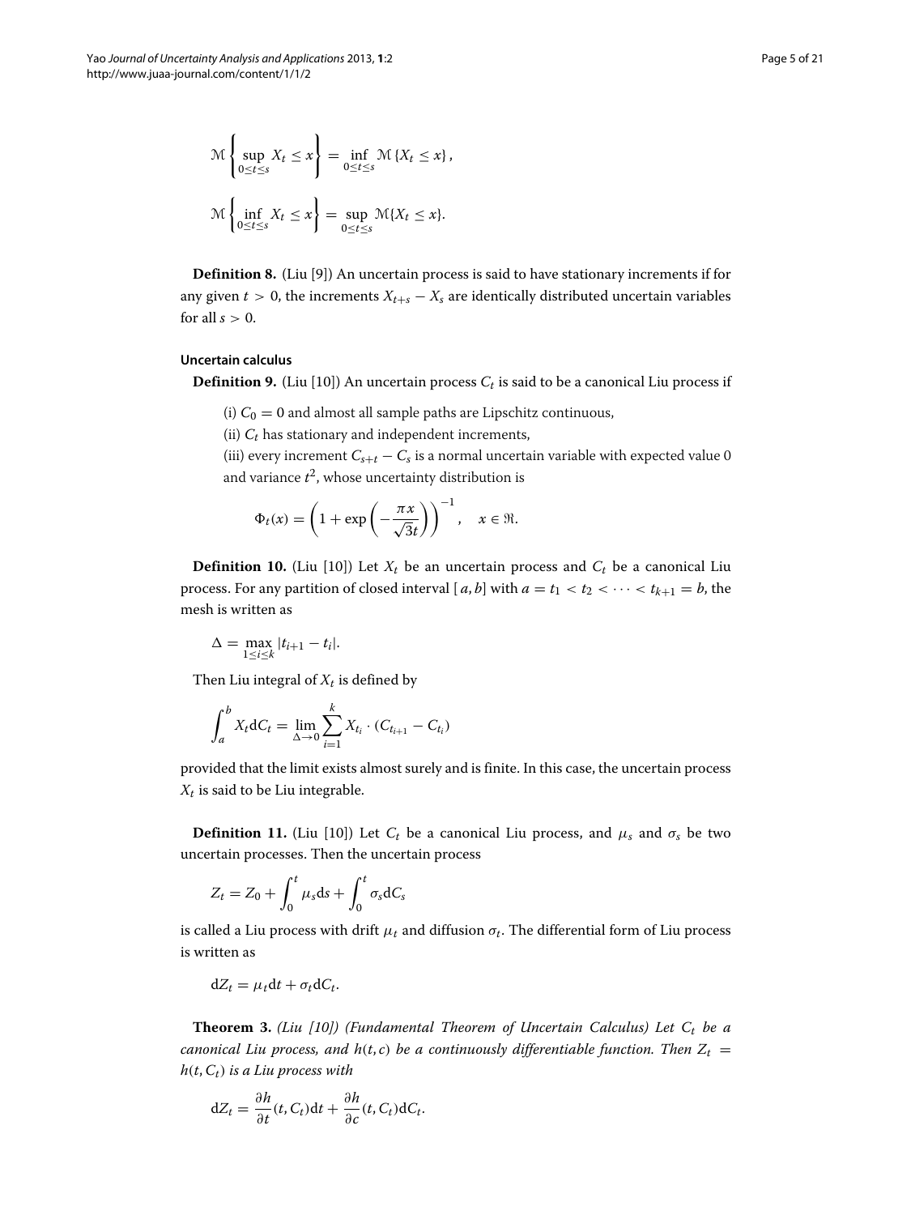$$\mathcal{M}\left\{\sup_{0\le t\le s} X_t \le x\right\} = \inf_{0\le t\le s} \mathcal{M}\{X_t \le x\},$$

$$\mathcal{M}\left\{\inf_{0\le t\le s} X_t \le x\right\} = \sup_{0\le t\le s} \mathcal{M}\{X_t \le x\}.$$

**Definition 8.** (Liu [9]) An uncertain process is said to have stationary increments if for any given $t > 0$, the increments $X_{t+s} - X_s$ are identically distributed uncertain variables for all $s > 0$.

#### Uncertain calculus

**Definition 9.** (Liu [10]) An uncertain process $C_t$ is said to be a canonical Liu process if

(i) $C_0 = 0$ and almost all sample paths are Lipschitz continuous,
(ii) $C_t$ has stationary and independent increments,
(iii) every increment $C_{s+t} - C_s$ is a normal uncertain variable with expected value 0 and variance $t^2$, whose uncertainty distribution is

$$\Phi_t(x) = \left(1 + \exp\left(-\frac{\pi x}{\sqrt{3}t}\right)\right)^{-1}, \quad x \in \Re.$$

**Definition 10.** (Liu [10]) Let $X_t$ be an uncertain process and $C_t$ be a canonical Liu process. For any partition of closed interval $[a, b]$ with $a = t_1 < t_2 < \cdots < t_{k+1} = b$, the mesh is written as

$$\Delta = \max_{1\le i\le k} |t_{i+1} - t_i|.$$

Then Liu integral of $X_t$ is defined by

$$\int_a^b X_t \mathrm{d}C_t = \lim_{\Delta\to 0} \sum_{i=1}^{k} X_{t_i} \cdot (C_{t_{i+1}} - C_{t_i})$$

provided that the limit exists almost surely and is finite. In this case, the uncertain process $X_t$ is said to be Liu integrable.

**Definition 11.** (Liu [10]) Let $C_t$ be a canonical Liu process, and $\mu_s$ and $\sigma_s$ be two uncertain processes. Then the uncertain process

$$Z_t = Z_0 + \int_0^t \mu_s \mathrm{d}s + \int_0^t \sigma_s \mathrm{d}C_s$$

is called a Liu process with drift $\mu_t$ and diffusion $\sigma_t$. The differential form of Liu process is written as

$$\mathrm{d}Z_t = \mu_t \mathrm{d}t + \sigma_t \mathrm{d}C_t.$$

**Theorem 3.** *(Liu [10]) (Fundamental Theorem of Uncertain Calculus) Let $C_t$ be a canonical Liu process, and $h(t, c)$ be a continuously differentiable function. Then $Z_t = h(t, C_t)$ is a Liu process with*

$$\mathrm{d}Z_t = \frac{\partial h}{\partial t}(t, C_t)\mathrm{d}t + \frac{\partial h}{\partial c}(t, C_t)\mathrm{d}C_t.$$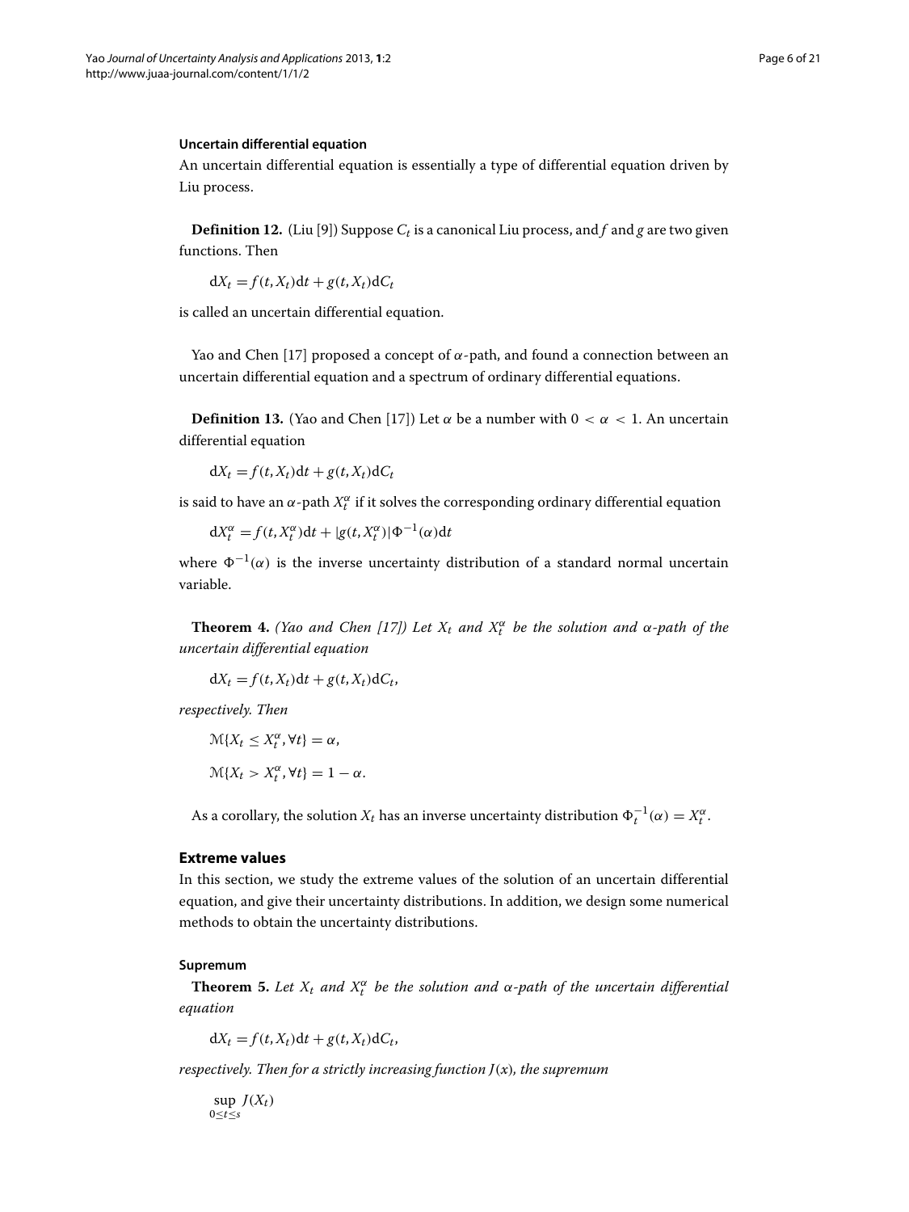### Uncertain differential equation

An uncertain differential equation is essentially a type of differential equation driven by Liu process.

**Definition 12.** (Liu [9]) Suppose $C_t$ is a canonical Liu process, and $f$ and $g$ are two given functions. Then

$$\mathrm{d}X_t = f(t, X_t)\mathrm{d}t + g(t, X_t)\mathrm{d}C_t$$

is called an uncertain differential equation.

Yao and Chen [17] proposed a concept of $\alpha$-path, and found a connection between an uncertain differential equation and a spectrum of ordinary differential equations.

**Definition 13.** (Yao and Chen [17]) Let $\alpha$ be a number with $0 < \alpha < 1$. An uncertain differential equation

$$\mathrm{d}X_t = f(t, X_t)\mathrm{d}t + g(t, X_t)\mathrm{d}C_t$$

is said to have an $\alpha$-path $X_t^\alpha$ if it solves the corresponding ordinary differential equation

$$\mathrm{d}X_t^\alpha = f(t, X_t^\alpha)\mathrm{d}t + |g(t, X_t^\alpha)|\Phi^{-1}(\alpha)\mathrm{d}t$$

where $\Phi^{-1}(\alpha)$ is the inverse uncertainty distribution of a standard normal uncertain variable.

**Theorem 4.** *(Yao and Chen [17]) Let $X_t$ and $X_t^\alpha$ be the solution and $\alpha$-path of the uncertain differential equation*

$$\mathrm{d}X_t = f(t, X_t)\mathrm{d}t + g(t, X_t)\mathrm{d}C_t,$$

*respectively. Then*

$$\mathcal{M}\{X_t \le X_t^\alpha, \forall t\} = \alpha,$$

$$\mathcal{M}\{X_t > X_t^\alpha, \forall t\} = 1 - \alpha.$$

As a corollary, the solution $X_t$ has an inverse uncertainty distribution $\Phi_t^{-1}(\alpha) = X_t^\alpha$.

## Extreme values

In this section, we study the extreme values of the solution of an uncertain differential equation, and give their uncertainty distributions. In addition, we design some numerical methods to obtain the uncertainty distributions.

### Supremum

**Theorem 5.** *Let $X_t$ and $X_t^\alpha$ be the solution and $\alpha$-path of the uncertain differential equation*

$$\mathrm{d}X_t = f(t, X_t)\mathrm{d}t + g(t, X_t)\mathrm{d}C_t,$$

*respectively. Then for a strictly increasing function $J(x)$, the supremum*

$$\sup_{0 \le t \le s} J(X_t)$$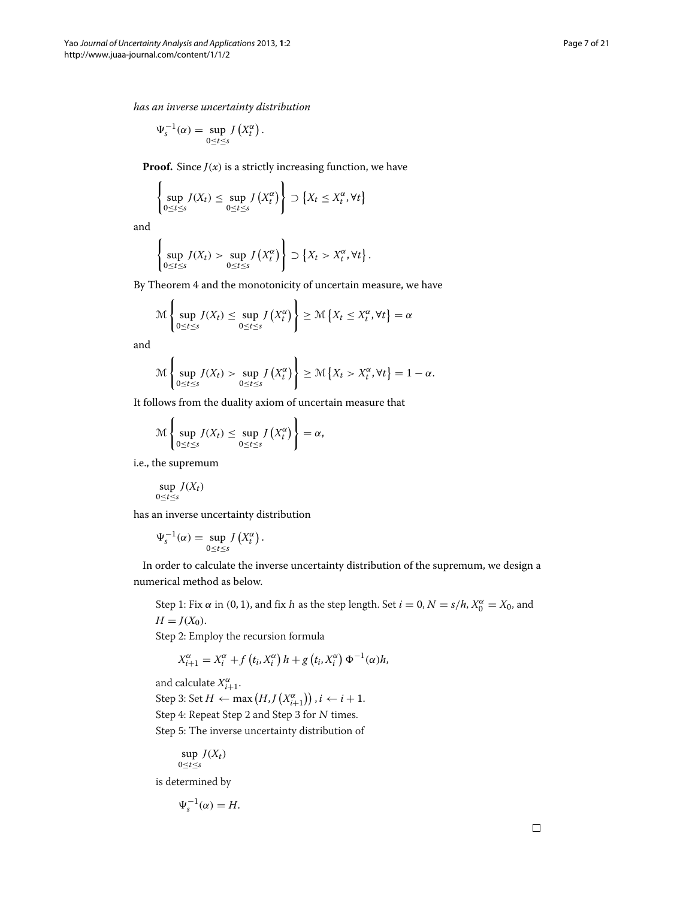*has an inverse uncertainty distribution*

$$\Psi_s^{-1}(\alpha) = \sup_{0 \le t \le s} J\left(X_t^\alpha\right).$$

**Proof.** Since $J(x)$ is a strictly increasing function, we have

$$\left\{\sup_{0 \le t \le s} J(X_t) \le \sup_{0 \le t \le s} J\left(X_t^\alpha\right)\right\} \supset \left\{X_t \le X_t^\alpha, \forall t\right\}$$

and

$$\left\{\sup_{0 \le t \le s} J(X_t) > \sup_{0 \le t \le s} J\left(X_t^\alpha\right)\right\} \supset \left\{X_t > X_t^\alpha, \forall t\right\}.$$

By Theorem 4 and the monotonicity of uncertain measure, we have

$$\mathcal{M}\left\{\sup_{0 \le t \le s} J(X_t) \le \sup_{0 \le t \le s} J\left(X_t^\alpha\right)\right\} \ge \mathcal{M}\left\{X_t \le X_t^\alpha, \forall t\right\} = \alpha$$

and

$$\mathcal{M}\left\{\sup_{0 \le t \le s} J(X_t) > \sup_{0 \le t \le s} J\left(X_t^\alpha\right)\right\} \ge \mathcal{M}\left\{X_t > X_t^\alpha, \forall t\right\} = 1 - \alpha.$$

It follows from the duality axiom of uncertain measure that

$$\mathcal{M}\left\{\sup_{0 \le t \le s} J(X_t) \le \sup_{0 \le t \le s} J\left(X_t^\alpha\right)\right\} = \alpha,$$

i.e., the supremum

$$\sup_{0 \le t \le s} J(X_t)$$

has an inverse uncertainty distribution

$$\Psi_s^{-1}(\alpha) = \sup_{0 \le t \le s} J\left(X_t^\alpha\right).$$

In order to calculate the inverse uncertainty distribution of the supremum, we design a numerical method as below.

Step 1: Fix $\alpha$ in $(0, 1)$, and fix $h$ as the step length. Set $i = 0, N = s/h, X_0^\alpha = X_0$, and $H = J(X_0)$.

Step 2: Employ the recursion formula

$$X_{i+1}^\alpha = X_i^\alpha + f\left(t_i, X_i^\alpha\right) h + g\left(t_i, X_i^\alpha\right) \Phi^{-1}(\alpha) h,$$

and calculate $X_{i+1}^\alpha$.

Step 3: Set $H \leftarrow \max\left(H, J\left(X_{i+1}^\alpha\right)\right), i \leftarrow i + 1$.

Step 4: Repeat Step 2 and Step 3 for $N$ times.

Step 5: The inverse uncertainty distribution of

$$\sup_{0 \le t \le s} J(X_t)$$

is determined by

$$\Psi_s^{-1}(\alpha) = H.$$

□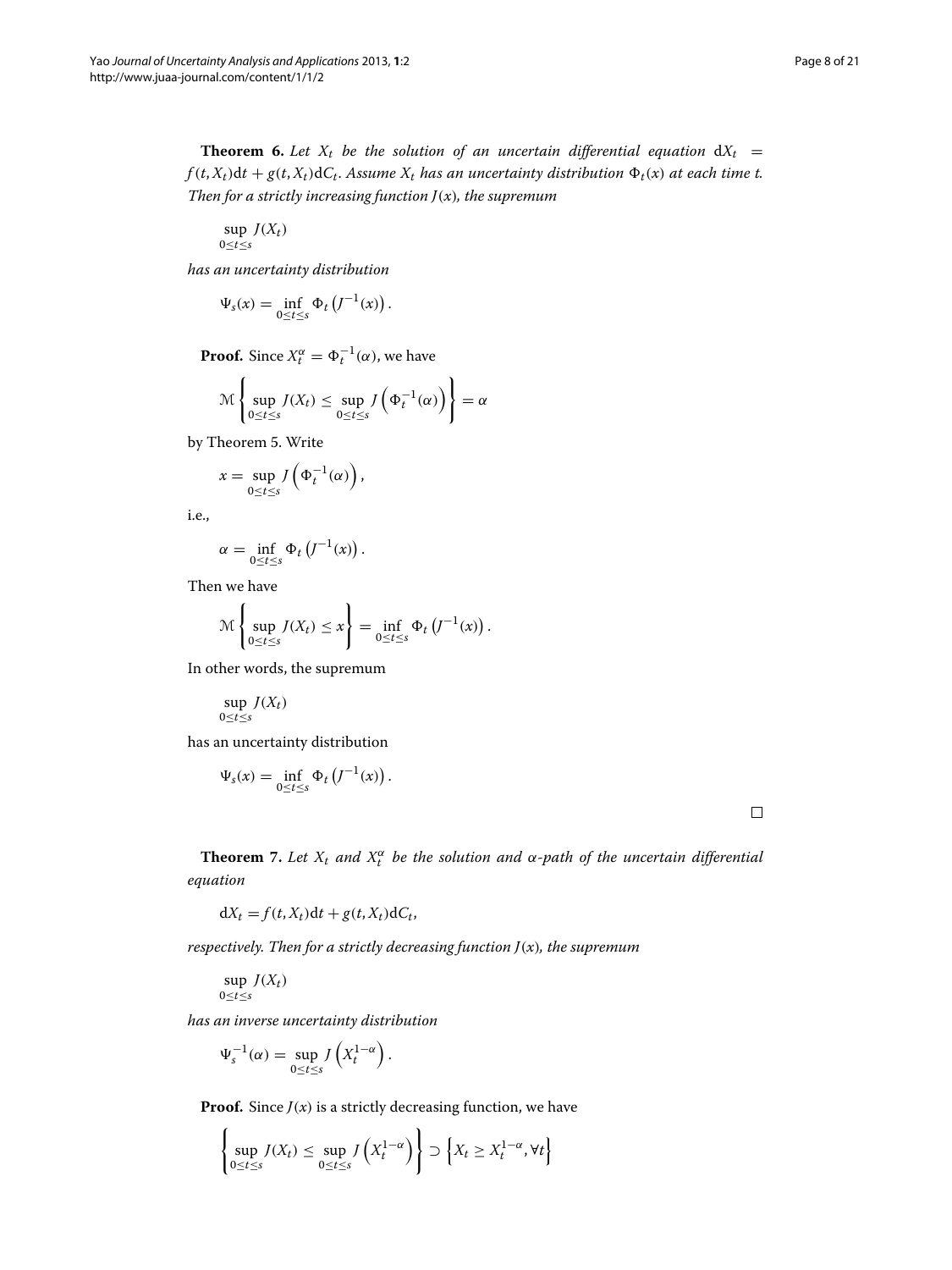**Theorem 6.** *Let $X_t$ be the solution of an uncertain differential equation $\mathrm{d}X_t = f(t, X_t)\mathrm{d}t + g(t, X_t)\mathrm{d}C_t$. Assume $X_t$ has an uncertainty distribution $\Phi_t(x)$ at each time $t$. Then for a strictly increasing function $J(x)$, the supremum*

$$\sup_{0 \le t \le s} J(X_t)$$

*has an uncertainty distribution*

$$\Psi_s(x) = \inf_{0 \le t \le s} \Phi_t\left(J^{-1}(x)\right).$$

**Proof.** Since $X_t^\alpha = \Phi_t^{-1}(\alpha)$, we have

$$\mathcal{M}\left\{\sup_{0 \le t \le s} J(X_t) \le \sup_{0 \le t \le s} J\left(\Phi_t^{-1}(\alpha)\right)\right\} = \alpha$$

by Theorem 5. Write

$$x = \sup_{0 \le t \le s} J\left(\Phi_t^{-1}(\alpha)\right),$$

i.e.,

$$\alpha = \inf_{0 \le t \le s} \Phi_t\left(J^{-1}(x)\right).$$

Then we have

$$\mathcal{M}\left\{\sup_{0 \le t \le s} J(X_t) \le x\right\} = \inf_{0 \le t \le s} \Phi_t\left(J^{-1}(x)\right).$$

In other words, the supremum

$$\sup_{0 \le t \le s} J(X_t)$$

has an uncertainty distribution

$$\Psi_s(x) = \inf_{0 \le t \le s} \Phi_t\left(J^{-1}(x)\right).$$

□

**Theorem 7.** *Let $X_t$ and $X_t^\alpha$ be the solution and $\alpha$-path of the uncertain differential equation*

$$\mathrm{d}X_t = f(t, X_t)\mathrm{d}t + g(t, X_t)\mathrm{d}C_t,$$

*respectively. Then for a strictly decreasing function $J(x)$, the supremum*

$$\sup_{0 \le t \le s} J(X_t)$$

*has an inverse uncertainty distribution*

$$\Psi_s^{-1}(\alpha) = \sup_{0 \le t \le s} J\left(X_t^{1-\alpha}\right).$$

**Proof.** Since $J(x)$ is a strictly decreasing function, we have

$$\left\{\sup_{0 \le t \le s} J(X_t) \le \sup_{0 \le t \le s} J\left(X_t^{1-\alpha}\right)\right\} \supset \left\{X_t \ge X_t^{1-\alpha}, \forall t\right\}$$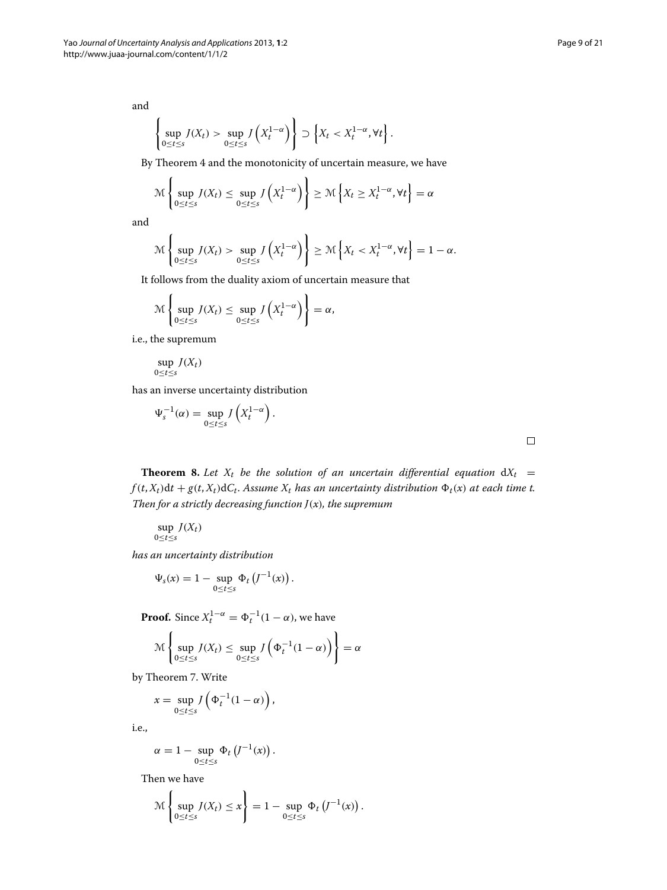and

$$\left\{\sup_{0\le t\le s} J(X_t) > \sup_{0\le t\le s} J\left(X_t^{1-\alpha}\right)\right\} \supset \left\{X_t < X_t^{1-\alpha}, \forall t\right\}.$$

By Theorem 4 and the monotonicity of uncertain measure, we have

$$\mathcal{M}\left\{\sup_{0\le t\le s} J(X_t) \le \sup_{0\le t\le s} J\left(X_t^{1-\alpha}\right)\right\} \ge \mathcal{M}\left\{X_t \ge X_t^{1-\alpha}, \forall t\right\} = \alpha$$

and

$$\mathcal{M}\left\{\sup_{0\le t\le s} J(X_t) > \sup_{0\le t\le s} J\left(X_t^{1-\alpha}\right)\right\} \ge \mathcal{M}\left\{X_t < X_t^{1-\alpha}, \forall t\right\} = 1-\alpha.$$

It follows from the duality axiom of uncertain measure that

$$\mathcal{M}\left\{\sup_{0\le t\le s} J(X_t) \le \sup_{0\le t\le s} J\left(X_t^{1-\alpha}\right)\right\} = \alpha,$$

i.e., the supremum

$$\sup_{0\le t\le s} J(X_t)$$

has an inverse uncertainty distribution

$$\Psi_s^{-1}(\alpha) = \sup_{0\le t\le s} J\left(X_t^{1-\alpha}\right).$$

□

**Theorem 8.** *Let $X_t$ be the solution of an uncertain differential equation $\mathrm{d}X_t = f(t,X_t)\mathrm{d}t + g(t,X_t)\mathrm{d}C_t$. Assume $X_t$ has an uncertainty distribution $\Phi_t(x)$ at each time $t$. Then for a strictly decreasing function $J(x)$, the supremum*

$$\sup_{0\le t\le s} J(X_t)$$

*has an uncertainty distribution*

$$\Psi_s(x) = 1 - \sup_{0\le t\le s} \Phi_t\left(J^{-1}(x)\right).$$

**Proof.** Since $X_t^{1-\alpha} = \Phi_t^{-1}(1-\alpha)$, we have

$$\mathcal{M}\left\{\sup_{0\le t\le s} J(X_t) \le \sup_{0\le t\le s} J\left(\Phi_t^{-1}(1-\alpha)\right)\right\} = \alpha$$

by Theorem 7. Write

$$x = \sup_{0\le t\le s} J\left(\Phi_t^{-1}(1-\alpha)\right),$$

i.e.,

$$\alpha = 1 - \sup_{0\le t\le s} \Phi_t\left(J^{-1}(x)\right).$$

Then we have

$$\mathcal{M}\left\{\sup_{0\le t\le s} J(X_t) \le x\right\} = 1 - \sup_{0\le t\le s} \Phi_t\left(J^{-1}(x)\right).$$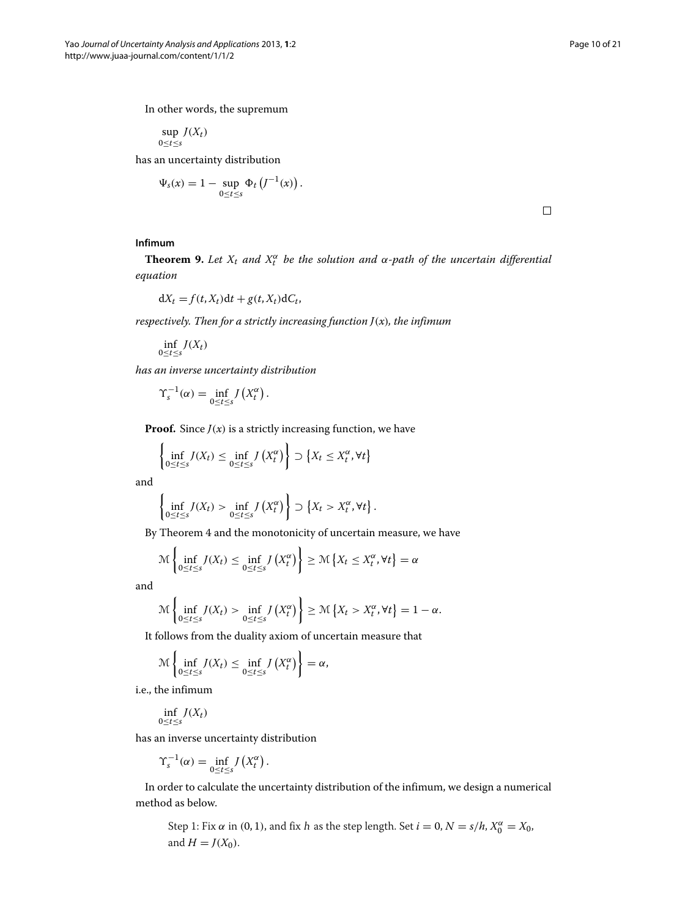In other words, the supremum

$$\sup_{0\le t\le s} J(X_t)$$

has an uncertainty distribution

$$\Psi_s(x) = 1 - \sup_{0\le t\le s} \Phi_t\left(J^{-1}(x)\right).$$

□

### Infimum

**Theorem 9.** *Let $X_t$ and $X_t^\alpha$ be the solution and $\alpha$-path of the uncertain differential equation*

$$\mathrm{d}X_t = f(t, X_t)\mathrm{d}t + g(t, X_t)\mathrm{d}C_t,$$

*respectively. Then for a strictly increasing function $J(x)$, the infimum*

$$\inf_{0\le t\le s} J(X_t)$$

*has an inverse uncertainty distribution*

$$\Upsilon_s^{-1}(\alpha) = \inf_{0\le t\le s} J\left(X_t^\alpha\right).$$

**Proof.** Since $J(x)$ is a strictly increasing function, we have

$$\left\{\inf_{0\le t\le s} J(X_t) \le \inf_{0\le t\le s} J\left(X_t^\alpha\right)\right\} \supset \left\{X_t \le X_t^\alpha, \forall t\right\}$$

and

$$\left\{\inf_{0\le t\le s} J(X_t) > \inf_{0\le t\le s} J\left(X_t^\alpha\right)\right\} \supset \left\{X_t > X_t^\alpha, \forall t\right\}.$$

By Theorem 4 and the monotonicity of uncertain measure, we have

$$\mathcal{M}\left\{\inf_{0\le t\le s} J(X_t) \le \inf_{0\le t\le s} J\left(X_t^\alpha\right)\right\} \ge \mathcal{M}\left\{X_t \le X_t^\alpha, \forall t\right\} = \alpha$$

and

$$\mathcal{M}\left\{\inf_{0\le t\le s} J(X_t) > \inf_{0\le t\le s} J\left(X_t^\alpha\right)\right\} \ge \mathcal{M}\left\{X_t > X_t^\alpha, \forall t\right\} = 1-\alpha.$$

It follows from the duality axiom of uncertain measure that

$$\mathcal{M}\left\{\inf_{0\le t\le s} J(X_t) \le \inf_{0\le t\le s} J\left(X_t^\alpha\right)\right\} = \alpha,$$

i.e., the infimum

$$\inf_{0\le t\le s} J(X_t)$$

has an inverse uncertainty distribution

$$\Upsilon_s^{-1}(\alpha) = \inf_{0\le t\le s} J\left(X_t^\alpha\right).$$

In order to calculate the uncertainty distribution of the infimum, we design a numerical method as below.

Step 1: Fix $\alpha$ in $(0, 1)$, and fix $h$ as the step length. Set $i = 0$, $N = s/h$, $X_0^\alpha = X_0$, and $H = J(X_0)$.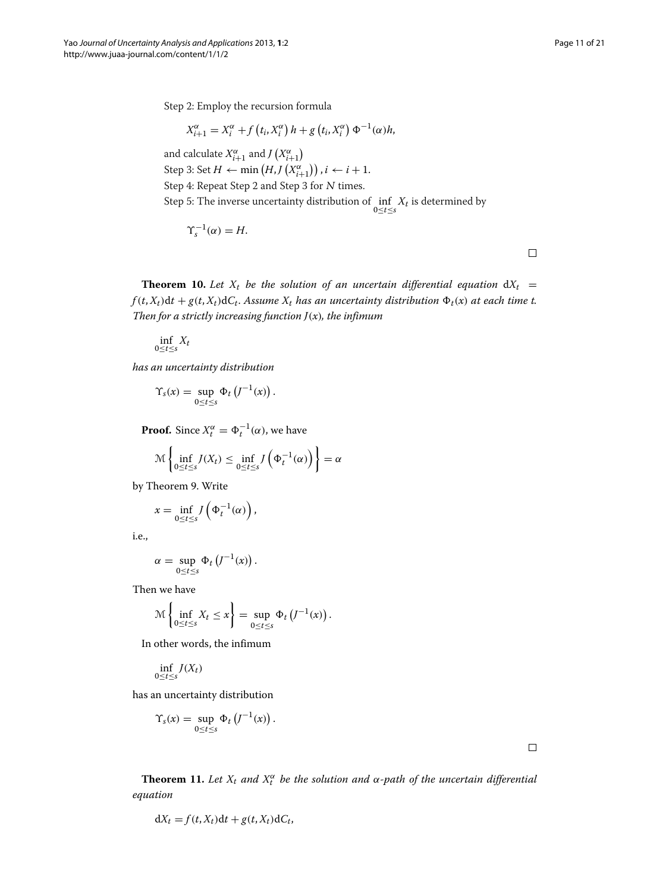Step 2: Employ the recursion formula

$$X_{i+1}^{\alpha} = X_i^{\alpha} + f\left(t_i, X_i^{\alpha}\right) h + g\left(t_i, X_i^{\alpha}\right) \Phi^{-1}(\alpha) h,$$

and calculate $X_{i+1}^{\alpha}$ and $J\left(X_{i+1}^{\alpha}\right)$

Step 3: Set $H \leftarrow \min\left(H, J\left(X_{i+1}^{\alpha}\right)\right), i \leftarrow i+1$.

Step 4: Repeat Step 2 and Step 3 for $N$ times.

Step 5: The inverse uncertainty distribution of $\inf_{0 \le t \le s} X_t$ is determined by

$$\Upsilon_s^{-1}(\alpha) = H.$$

□

**Theorem 10.** *Let $X_t$ be the solution of an uncertain differential equation $\mathrm{d}X_t = f(t, X_t)\mathrm{d}t + g(t, X_t)\mathrm{d}C_t$. Assume $X_t$ has an uncertainty distribution $\Phi_t(x)$ at each time $t$. Then for a strictly increasing function $J(x)$, the infimum*

$$\inf_{0 \le t \le s} X_t$$

*has an uncertainty distribution*

$$\Upsilon_s(x) = \sup_{0 \le t \le s} \Phi_t\left(J^{-1}(x)\right).$$

**Proof.** Since $X_t^{\alpha} = \Phi_t^{-1}(\alpha)$, we have

$$\mathcal{M}\left\{\inf_{0 \le t \le s} J(X_t) \le \inf_{0 \le t \le s} J\left(\Phi_t^{-1}(\alpha)\right)\right\} = \alpha$$

by Theorem 9. Write

$$x = \inf_{0 \le t \le s} J\left(\Phi_t^{-1}(\alpha)\right),$$

i.e.,

$$\alpha = \sup_{0 \le t \le s} \Phi_t\left(J^{-1}(x)\right).$$

Then we have

$$\mathcal{M}\left\{\inf_{0 \le t \le s} X_t \le x\right\} = \sup_{0 \le t \le s} \Phi_t\left(J^{-1}(x)\right).$$

In other words, the infimum

$$\inf_{0 \le t \le s} J(X_t)$$

has an uncertainty distribution

$$\Upsilon_s(x) = \sup_{0 \le t \le s} \Phi_t\left(J^{-1}(x)\right).$$

□

**Theorem 11.** *Let $X_t$ and $X_t^{\alpha}$ be the solution and $\alpha$-path of the uncertain differential equation*

$$\mathrm{d}X_t = f(t, X_t)\mathrm{d}t + g(t, X_t)\mathrm{d}C_t,$$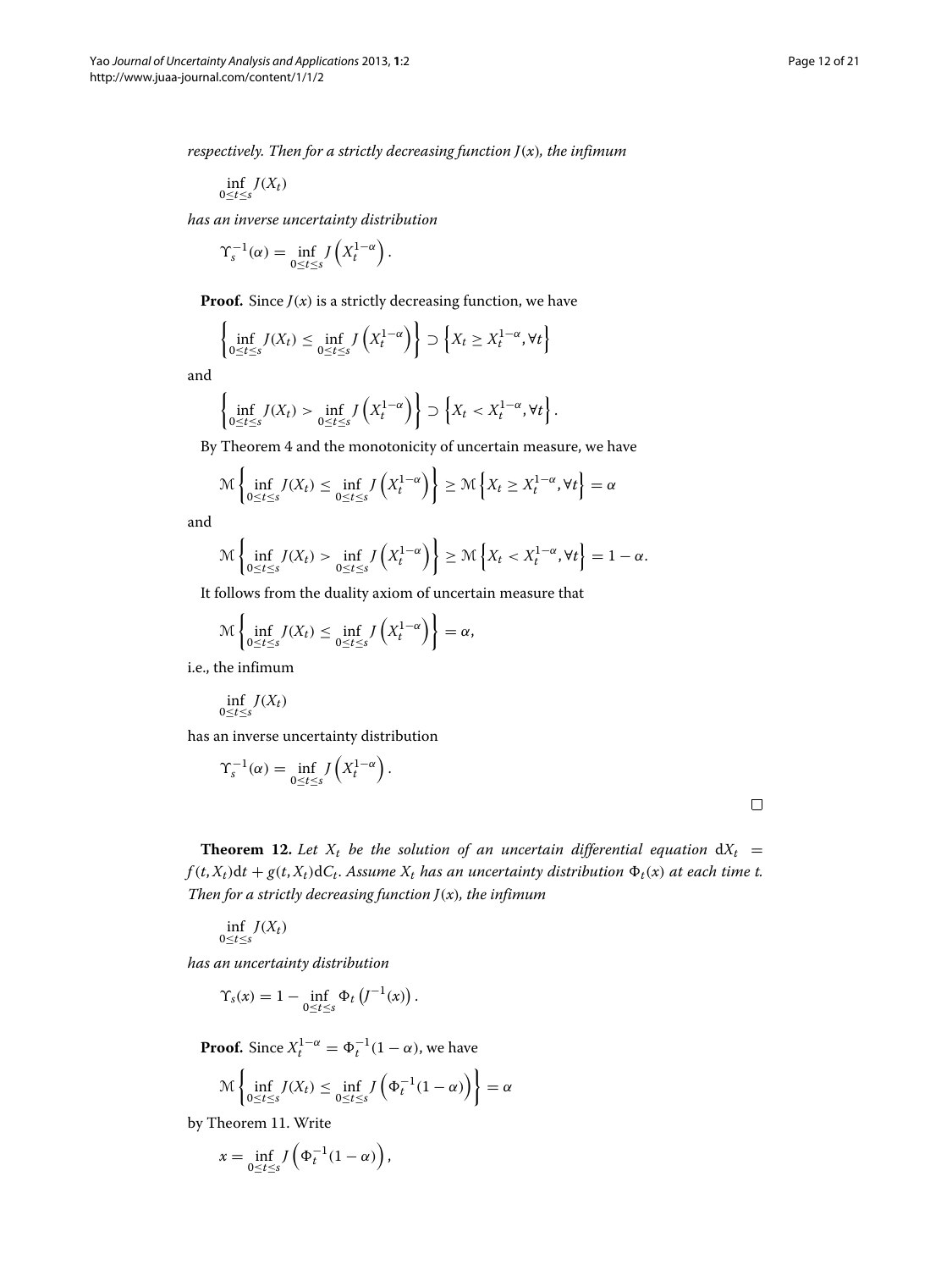*respectively. Then for a strictly decreasing function $J(x)$, the infimum*

$$\inf_{0\le t\le s} J(X_t)$$

*has an inverse uncertainty distribution*

$$\Upsilon_s^{-1}(\alpha) = \inf_{0\le t\le s} J\left(X_t^{1-\alpha}\right).$$

**Proof.** Since $J(x)$ is a strictly decreasing function, we have

$$\left\{\inf_{0\le t\le s} J(X_t) \le \inf_{0\le t\le s} J\left(X_t^{1-\alpha}\right)\right\} \supset \left\{X_t \ge X_t^{1-\alpha}, \forall t\right\}$$

and

$$\left\{\inf_{0\le t\le s} J(X_t) > \inf_{0\le t\le s} J\left(X_t^{1-\alpha}\right)\right\} \supset \left\{X_t < X_t^{1-\alpha}, \forall t\right\}.$$

By Theorem 4 and the monotonicity of uncertain measure, we have

$$\mathcal{M}\left\{\inf_{0\le t\le s} J(X_t) \le \inf_{0\le t\le s} J\left(X_t^{1-\alpha}\right)\right\} \ge \mathcal{M}\left\{X_t \ge X_t^{1-\alpha}, \forall t\right\} = \alpha$$

and

$$\mathcal{M}\left\{\inf_{0\le t\le s} J(X_t) > \inf_{0\le t\le s} J\left(X_t^{1-\alpha}\right)\right\} \ge \mathcal{M}\left\{X_t < X_t^{1-\alpha}, \forall t\right\} = 1-\alpha.$$

It follows from the duality axiom of uncertain measure that

$$\mathcal{M}\left\{\inf_{0\le t\le s} J(X_t) \le \inf_{0\le t\le s} J\left(X_t^{1-\alpha}\right)\right\} = \alpha,$$

i.e., the infimum

$$\inf_{0\le t\le s} J(X_t)$$

has an inverse uncertainty distribution

$$\Upsilon_s^{-1}(\alpha) = \inf_{0\le t\le s} J\left(X_t^{1-\alpha}\right).$$

□

**Theorem 12.** *Let $X_t$ be the solution of an uncertain differential equation $\mathrm{d}X_t = f(t,X_t)\mathrm{d}t + g(t,X_t)\mathrm{d}C_t$. Assume $X_t$ has an uncertainty distribution $\Phi_t(x)$ at each time $t$. Then for a strictly decreasing function $J(x)$, the infimum*

$$\inf_{0\le t\le s} J(X_t)$$

*has an uncertainty distribution*

$$\Upsilon_s(x) = 1 - \inf_{0\le t\le s} \Phi_t\left(J^{-1}(x)\right).$$

**Proof.** Since $X_t^{1-\alpha} = \Phi_t^{-1}(1-\alpha)$, we have

$$\mathcal{M}\left\{\inf_{0\le t\le s} J(X_t) \le \inf_{0\le t\le s} J\left(\Phi_t^{-1}(1-\alpha)\right)\right\} = \alpha$$

by Theorem 11. Write

$$x = \inf_{0\le t\le s} J\left(\Phi_t^{-1}(1-\alpha)\right),$$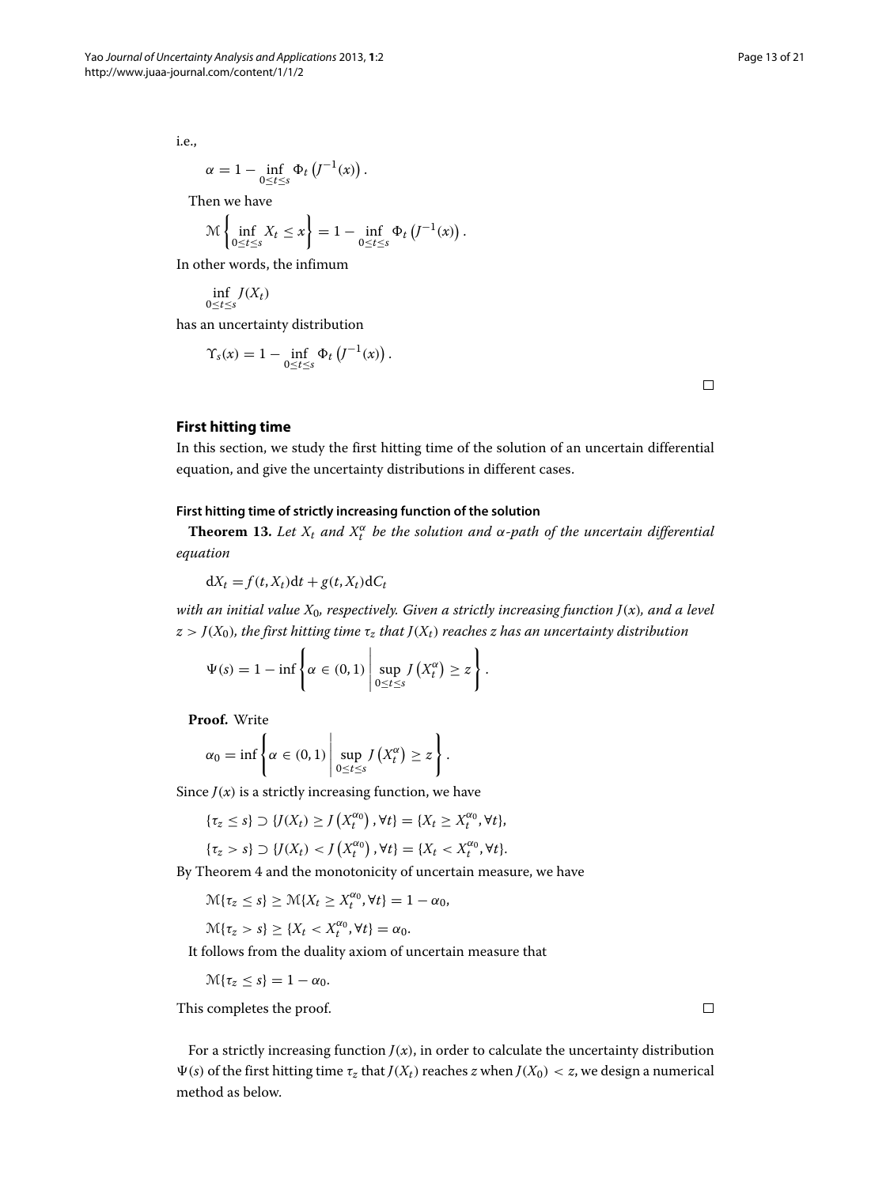i.e.,

$$\alpha = 1 - \inf_{0 \le t \le s} \Phi_t \left( J^{-1}(x) \right).$$

Then we have

$$\mathcal{M} \left\{ \inf_{0 \le t \le s} X_t \le x \right\} = 1 - \inf_{0 \le t \le s} \Phi_t \left( J^{-1}(x) \right).$$

In other words, the infimum

$$\inf_{0 \le t \le s} J(X_t)$$

has an uncertainty distribution

$$\Upsilon_s(x) = 1 - \inf_{0 \le t \le s} \Phi_t \left( J^{-1}(x) \right).$$

□

## First hitting time

In this section, we study the first hitting time of the solution of an uncertain differential equation, and give the uncertainty distributions in different cases.

### First hitting time of strictly increasing function of the solution

**Theorem 13.** *Let $X_t$ and $X_t^\alpha$ be the solution and $\alpha$-path of the uncertain differential equation*

$$\mathrm{d}X_t = f(t, X_t)\mathrm{d}t + g(t, X_t)\mathrm{d}C_t$$

*with an initial value $X_0$, respectively. Given a strictly increasing function $J(x)$, and a level $z > J(X_0)$, the first hitting time $\tau_z$ that $J(X_t)$ reaches $z$ has an uncertainty distribution*

$$\Psi(s) = 1 - \inf \left\{ \alpha \in (0,1) \;\middle|\; \sup_{0 \le t \le s} J\left(X_t^\alpha\right) \ge z \right\}.$$

**Proof.** Write

$$\alpha_0 = \inf \left\{ \alpha \in (0,1) \;\middle|\; \sup_{0 \le t \le s} J\left(X_t^\alpha\right) \ge z \right\}.$$

Since $J(x)$ is a strictly increasing function, we have

$$\{\tau_z \le s\} \supset \{J(X_t) \ge J\left(X_t^{\alpha_0}\right), \forall t\} = \{X_t \ge X_t^{\alpha_0}, \forall t\},$$

$$\{\tau_z > s\} \supset \{J(X_t) < J\left(X_t^{\alpha_0}\right), \forall t\} = \{X_t < X_t^{\alpha_0}, \forall t\}.$$

By Theorem 4 and the monotonicity of uncertain measure, we have

$$\mathcal{M}\{\tau_z \le s\} \ge \mathcal{M}\{X_t \ge X_t^{\alpha_0}, \forall t\} = 1 - \alpha_0,$$

$$\mathcal{M}\{\tau_z > s\} \ge \{X_t < X_t^{\alpha_0}, \forall t\} = \alpha_0.$$

It follows from the duality axiom of uncertain measure that

$$\mathcal{M}\{\tau_z \le s\} = 1 - \alpha_0.$$

This completes the proof. □

For a strictly increasing function $J(x)$, in order to calculate the uncertainty distribution $\Psi(s)$ of the first hitting time $\tau_z$ that $J(X_t)$ reaches $z$ when $J(X_0) < z$, we design a numerical method as below.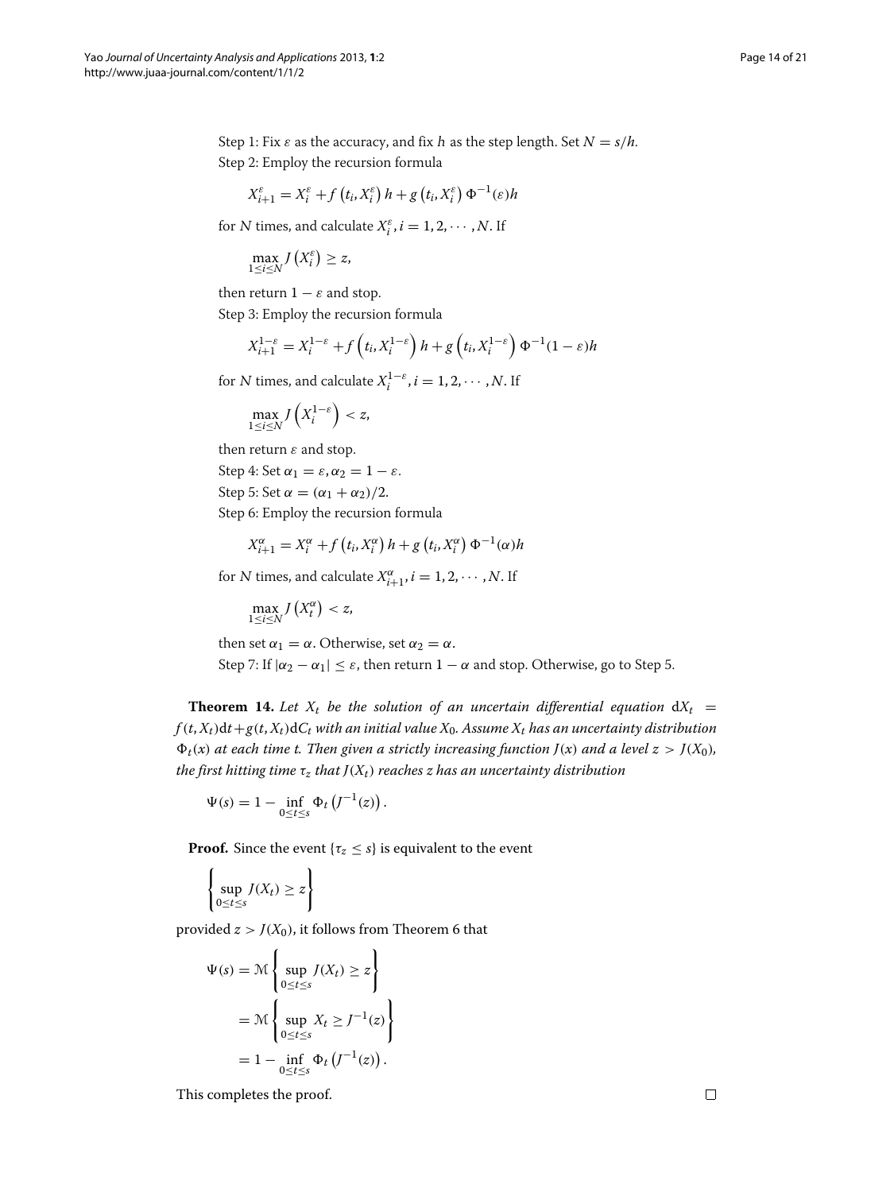Step 1: Fix $\varepsilon$ as the accuracy, and fix $h$ as the step length. Set $N = s/h$.

Step 2: Employ the recursion formula

$$X_{i+1}^{\varepsilon} = X_i^{\varepsilon} + f\left(t_i, X_i^{\varepsilon}\right) h + g\left(t_i, X_i^{\varepsilon}\right) \Phi^{-1}(\varepsilon) h$$

for $N$ times, and calculate $X_i^{\varepsilon}, i = 1, 2, \cdots, N$. If

$$\max_{1 \le i \le N} J\left(X_i^{\varepsilon}\right) \ge z,$$

then return $1 - \varepsilon$ and stop.

Step 3: Employ the recursion formula

$$X_{i+1}^{1-\varepsilon} = X_i^{1-\varepsilon} + f\left(t_i, X_i^{1-\varepsilon}\right) h + g\left(t_i, X_i^{1-\varepsilon}\right) \Phi^{-1}(1-\varepsilon) h$$

for $N$ times, and calculate $X_i^{1-\varepsilon}, i = 1, 2, \cdots, N$. If

$$\max_{1 \le i \le N} J\left(X_i^{1-\varepsilon}\right) < z,$$

then return $\varepsilon$ and stop.

Step 4: Set $\alpha_1 = \varepsilon, \alpha_2 = 1 - \varepsilon$.

Step 5: Set $\alpha = (\alpha_1 + \alpha_2)/2$.

Step 6: Employ the recursion formula

$$X_{i+1}^{\alpha} = X_i^{\alpha} + f\left(t_i, X_i^{\alpha}\right) h + g\left(t_i, X_i^{\alpha}\right) \Phi^{-1}(\alpha) h$$

for $N$ times, and calculate $X_{i+1}^{\alpha}, i = 1, 2, \cdots, N$. If

$$\max_{1 \le i \le N} J\left(X_t^{\alpha}\right) < z,$$

then set $\alpha_1 = \alpha$. Otherwise, set $\alpha_2 = \alpha$.

Step 7: If $|\alpha_2 - \alpha_1| \le \varepsilon$, then return $1 - \alpha$ and stop. Otherwise, go to Step 5.

**Theorem 14.** *Let $X_t$ be the solution of an uncertain differential equation $\mathrm{d}X_t = f(t, X_t)\mathrm{d}t + g(t, X_t)\mathrm{d}C_t$ with an initial value $X_0$. Assume $X_t$ has an uncertainty distribution $\Phi_t(x)$ at each time $t$. Then given a strictly increasing function $J(x)$ and a level $z > J(X_0)$, the first hitting time $\tau_z$ that $J(X_t)$ reaches $z$ has an uncertainty distribution*

$$\Psi(s) = 1 - \inf_{0 \le t \le s} \Phi_t\left(J^{-1}(z)\right).$$

**Proof.** Since the event $\{\tau_z \le s\}$ is equivalent to the event

$$\left\{ \sup_{0 \le t \le s} J(X_t) \ge z \right\}$$

provided $z > J(X_0)$, it follows from Theorem 6 that

$$\begin{aligned}
\Psi(s) &= \mathcal{M}\left\{ \sup_{0 \le t \le s} J(X_t) \ge z \right\} \\
&= \mathcal{M}\left\{ \sup_{0 \le t \le s} X_t \ge J^{-1}(z) \right\} \\
&= 1 - \inf_{0 \le t \le s} \Phi_t\left(J^{-1}(z)\right).
\end{aligned}$$

This completes the proof. □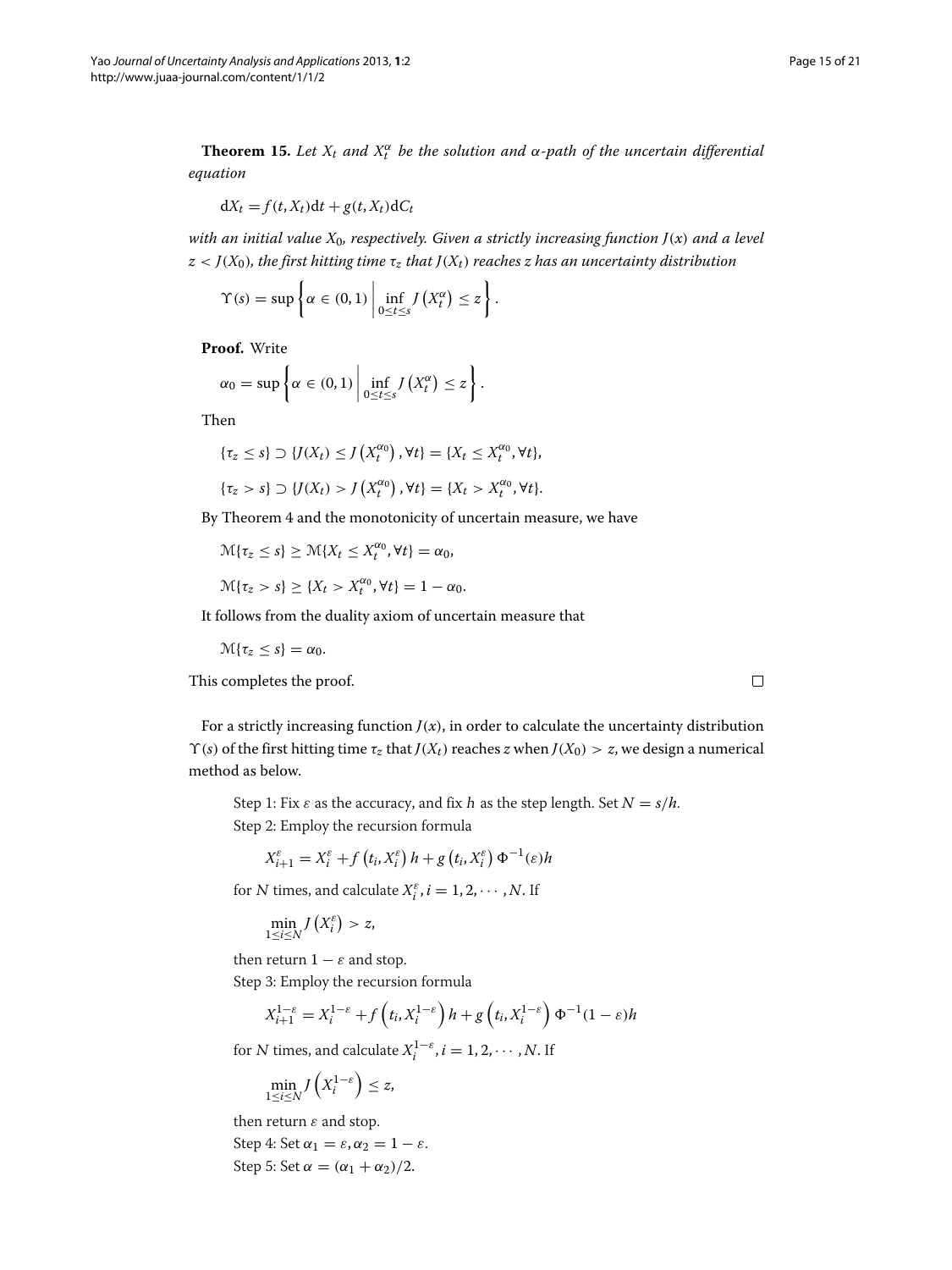**Theorem 15.** *Let $X_t$ and $X_t^\alpha$ be the solution and $\alpha$-path of the uncertain differential equation*

$$\mathrm{d}X_t = f(t, X_t)\mathrm{d}t + g(t, X_t)\mathrm{d}C_t$$

*with an initial value $X_0$, respectively. Given a strictly increasing function $J(x)$ and a level $z < J(X_0)$, the first hitting time $\tau_z$ that $J(X_t)$ reaches $z$ has an uncertainty distribution*

$$\Upsilon(s) = \sup\left\{\alpha \in (0,1) \,\middle|\, \inf_{0\le t\le s} J\left(X_t^\alpha\right) \le z\right\}.$$

**Proof.** Write

$$\alpha_0 = \sup\left\{\alpha \in (0,1) \,\middle|\, \inf_{0\le t\le s} J\left(X_t^\alpha\right) \le z\right\}.$$

Then

$$\{\tau_z \le s\} \supset \{J(X_t) \le J\left(X_t^{\alpha_0}\right), \forall t\} = \{X_t \le X_t^{\alpha_0}, \forall t\},$$

$$\{\tau_z > s\} \supset \{J(X_t) > J\left(X_t^{\alpha_0}\right), \forall t\} = \{X_t > X_t^{\alpha_0}, \forall t\}.$$

By Theorem 4 and the monotonicity of uncertain measure, we have

$$\mathcal{M}\{\tau_z \le s\} \ge \mathcal{M}\{X_t \le X_t^{\alpha_0}, \forall t\} = \alpha_0,$$

$$\mathcal{M}\{\tau_z > s\} \ge \{X_t > X_t^{\alpha_0}, \forall t\} = 1 - \alpha_0.$$

It follows from the duality axiom of uncertain measure that

$$\mathcal{M}\{\tau_z \le s\} = \alpha_0.$$

This completes the proof. □

For a strictly increasing function $J(x)$, in order to calculate the uncertainty distribution $\Upsilon(s)$ of the first hitting time $\tau_z$ that $J(X_t)$ reaches $z$ when $J(X_0) > z$, we design a numerical method as below.

Step 1: Fix $\varepsilon$ as the accuracy, and fix $h$ as the step length. Set $N = s/h$.

Step 2: Employ the recursion formula

$$X_{i+1}^{\varepsilon} = X_i^{\varepsilon} + f\left(t_i, X_i^{\varepsilon}\right)h + g\left(t_i, X_i^{\varepsilon}\right)\Phi^{-1}(\varepsilon)h$$

for $N$ times, and calculate $X_i^{\varepsilon}, i = 1, 2, \cdots, N$. If

$$\min_{1\le i\le N} J\left(X_i^{\varepsilon}\right) > z,$$

then return $1 - \varepsilon$ and stop.

Step 3: Employ the recursion formula

$$X_{i+1}^{1-\varepsilon} = X_i^{1-\varepsilon} + f\left(t_i, X_i^{1-\varepsilon}\right)h + g\left(t_i, X_i^{1-\varepsilon}\right)\Phi^{-1}(1-\varepsilon)h$$

for $N$ times, and calculate $X_i^{1-\varepsilon}, i = 1, 2, \cdots, N$. If

$$\min_{1\le i\le N} J\left(X_i^{1-\varepsilon}\right) \le z,$$

then return $\varepsilon$ and stop.

Step 4: Set $\alpha_1 = \varepsilon, \alpha_2 = 1 - \varepsilon$.

Step 5: Set $\alpha = (\alpha_1 + \alpha_2)/2$.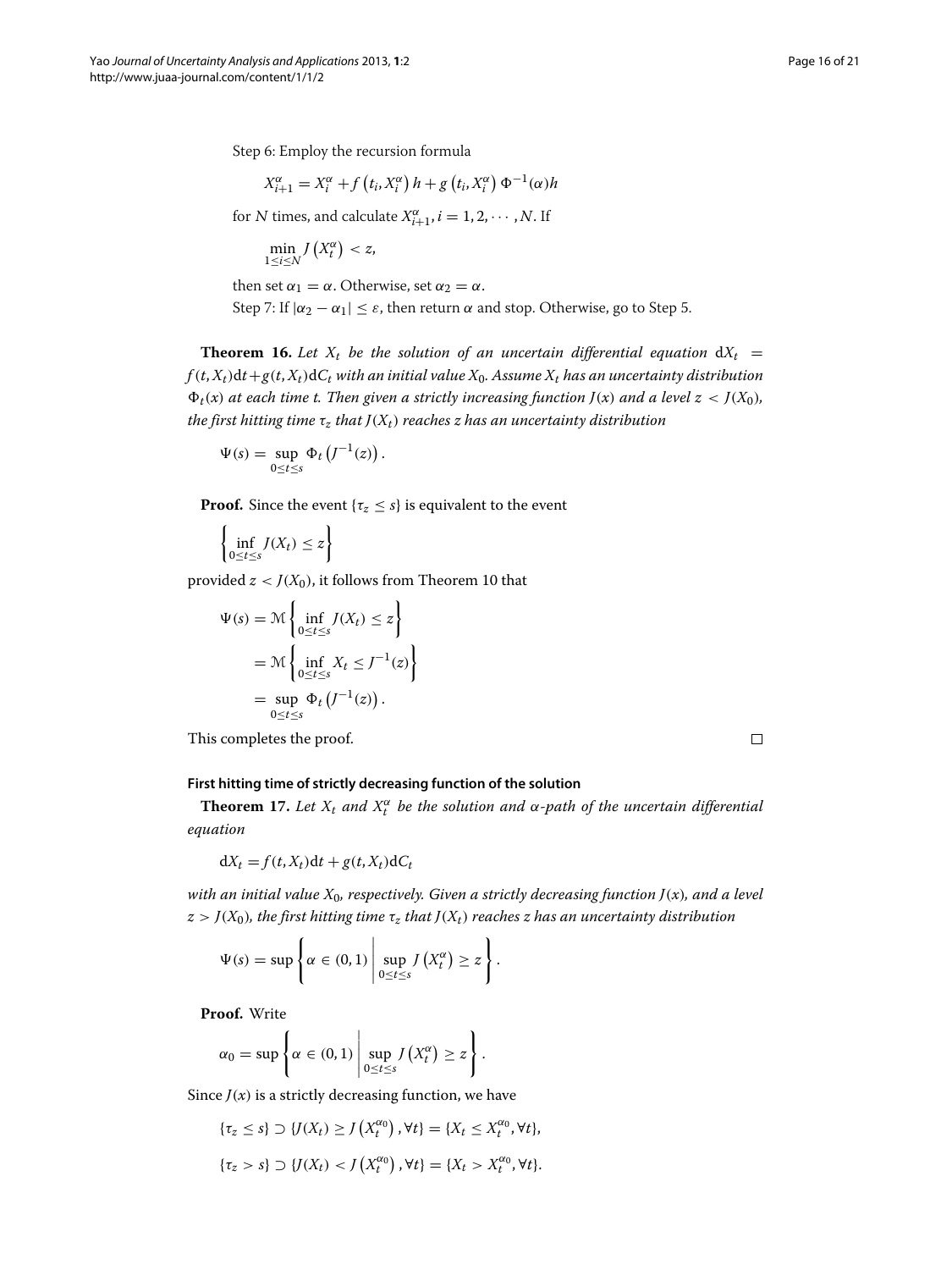Step 6: Employ the recursion formula

$$X_{i+1}^{\alpha} = X_i^{\alpha} + f\left(t_i, X_i^{\alpha}\right) h + g\left(t_i, X_i^{\alpha}\right) \Phi^{-1}(\alpha) h$$

for $N$ times, and calculate $X_{i+1}^{\alpha}$, $i = 1, 2, \cdots, N$. If

$$\min_{1 \le i \le N} J\left(X_t^{\alpha}\right) < z,$$

then set $\alpha_1 = \alpha$. Otherwise, set $\alpha_2 = \alpha$.

Step 7: If $|\alpha_2 - \alpha_1| \le \varepsilon$, then return $\alpha$ and stop. Otherwise, go to Step 5.

**Theorem 16.** *Let $X_t$ be the solution of an uncertain differential equation $\mathrm{d}X_t = f(t, X_t)\mathrm{d}t + g(t, X_t)\mathrm{d}C_t$ with an initial value $X_0$. Assume $X_t$ has an uncertainty distribution $\Phi_t(x)$ at each time $t$. Then given a strictly increasing function $J(x)$ and a level $z < J(X_0)$, the first hitting time $\tau_z$ that $J(X_t)$ reaches $z$ has an uncertainty distribution*

$$\Psi(s) = \sup_{0 \le t \le s} \Phi_t\left(J^{-1}(z)\right).$$

**Proof.** Since the event $\{\tau_z \le s\}$ is equivalent to the event

$$\left\{ \inf_{0 \le t \le s} J(X_t) \le z \right\}$$

provided $z < J(X_0)$, it follows from Theorem 10 that

$$\begin{aligned}
\Psi(s) &= \mathcal{M}\left\{ \inf_{0 \le t \le s} J(X_t) \le z \right\} \\
&= \mathcal{M}\left\{ \inf_{0 \le t \le s} X_t \le J^{-1}(z) \right\} \\
&= \sup_{0 \le t \le s} \Phi_t\left(J^{-1}(z)\right).
\end{aligned}$$

This completes the proof. □

#### First hitting time of strictly decreasing function of the solution

**Theorem 17.** *Let $X_t$ and $X_t^{\alpha}$ be the solution and $\alpha$-path of the uncertain differential equation*

$$\mathrm{d}X_t = f(t, X_t)\mathrm{d}t + g(t, X_t)\mathrm{d}C_t$$

*with an initial value $X_0$, respectively. Given a strictly decreasing function $J(x)$, and a level $z > J(X_0)$, the first hitting time $\tau_z$ that $J(X_t)$ reaches $z$ has an uncertainty distribution*

$$\Psi(s) = \sup\left\{ \alpha \in (0,1) \,\middle|\, \sup_{0 \le t \le s} J\left(X_t^{\alpha}\right) \ge z \right\}.$$

**Proof.** Write

$$\alpha_0 = \sup\left\{ \alpha \in (0,1) \,\middle|\, \sup_{0 \le t \le s} J\left(X_t^{\alpha}\right) \ge z \right\}.$$

Since $J(x)$ is a strictly decreasing function, we have

$$\{\tau_z \le s\} \supset \{J(X_t) \ge J\left(X_t^{\alpha_0}\right), \forall t\} = \{X_t \le X_t^{\alpha_0}, \forall t\},$$

$$\{\tau_z > s\} \supset \{J(X_t) < J\left(X_t^{\alpha_0}\right), \forall t\} = \{X_t > X_t^{\alpha_0}, \forall t\}.$$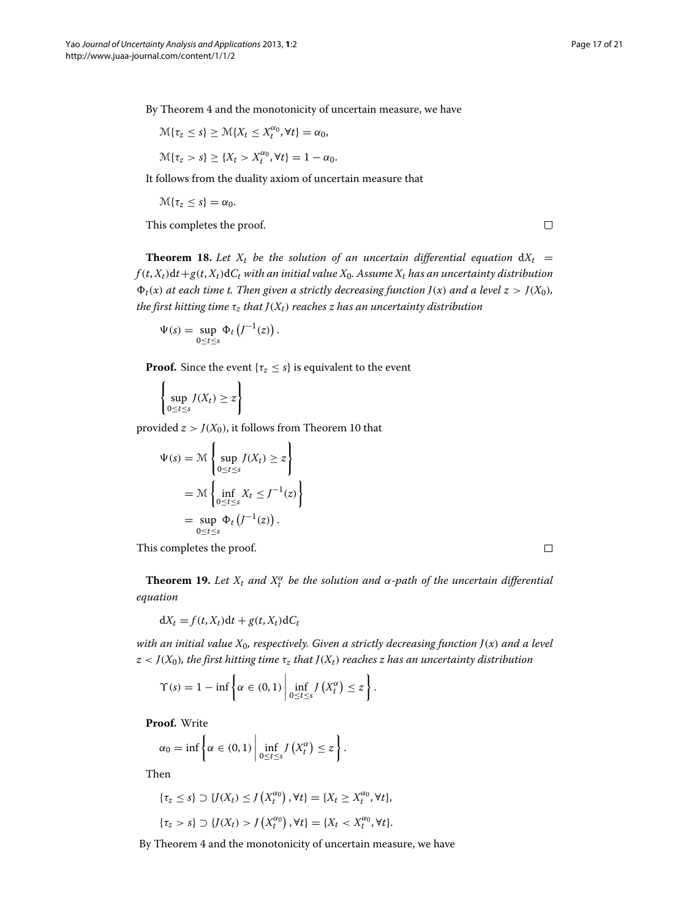By Theorem 4 and the monotonicity of uncertain measure, we have

$$\mathcal{M}\{\tau_z \le s\} \ge \mathcal{M}\{X_t \le X_t^{\alpha_0}, \forall t\} = \alpha_0,$$

$$\mathcal{M}\{\tau_z > s\} \ge \{X_t > X_t^{\alpha_0}, \forall t\} = 1 - \alpha_0.$$

It follows from the duality axiom of uncertain measure that

$$\mathcal{M}\{\tau_z \le s\} = \alpha_0.$$

This completes the proof. □

**Theorem 18.** *Let $X_t$ be the solution of an uncertain differential equation $\mathrm{d}X_t = f(t, X_t)\mathrm{d}t + g(t, X_t)\mathrm{d}C_t$ with an initial value $X_0$. Assume $X_t$ has an uncertainty distribution $\Phi_t(x)$ at each time $t$. Then given a strictly decreasing function $J(x)$ and a level $z > J(X_0)$, the first hitting time $\tau_z$ that $J(X_t)$ reaches $z$ has an uncertainty distribution*

$$\Psi(s) = \sup_{0 \le t \le s} \Phi_t\left(J^{-1}(z)\right).$$

**Proof.** Since the event $\{\tau_z \le s\}$ is equivalent to the event

$$\left\{ \sup_{0 \le t \le s} J(X_t) \ge z \right\}$$

provided $z > J(X_0)$, it follows from Theorem 10 that

$$\begin{aligned}
\Psi(s) &= \mathcal{M}\left\{ \sup_{0 \le t \le s} J(X_t) \ge z \right\} \\
&= \mathcal{M}\left\{ \inf_{0 \le t \le s} X_t \le J^{-1}(z) \right\} \\
&= \sup_{0 \le t \le s} \Phi_t\left(J^{-1}(z)\right).
\end{aligned}$$

This completes the proof. □

**Theorem 19.** *Let $X_t$ and $X_t^{\alpha}$ be the solution and $\alpha$-path of the uncertain differential equation*

$$\mathrm{d}X_t = f(t, X_t)\mathrm{d}t + g(t, X_t)\mathrm{d}C_t$$

*with an initial value $X_0$, respectively. Given a strictly decreasing function $J(x)$ and a level $z < J(X_0)$, the first hitting time $\tau_z$ that $J(X_t)$ reaches $z$ has an uncertainty distribution*

$$\Upsilon(s) = 1 - \inf\left\{ \alpha \in (0,1) \,\middle|\, \inf_{0 \le t \le s} J\left(X_t^{\alpha}\right) \le z \right\}.$$

**Proof.** Write

$$\alpha_0 = \inf\left\{ \alpha \in (0,1) \,\middle|\, \inf_{0 \le t \le s} J\left(X_t^{\alpha}\right) \le z \right\}.$$

Then

$$\{\tau_z \le s\} \supset \{J(X_t) \le J\left(X_t^{\alpha_0}\right), \forall t\} = \{X_t \ge X_t^{\alpha_0}, \forall t\},$$

$$\{\tau_z > s\} \supset \{J(X_t) > J\left(X_t^{\alpha_0}\right), \forall t\} = \{X_t < X_t^{\alpha_0}, \forall t\}.$$

By Theorem 4 and the monotonicity of uncertain measure, we have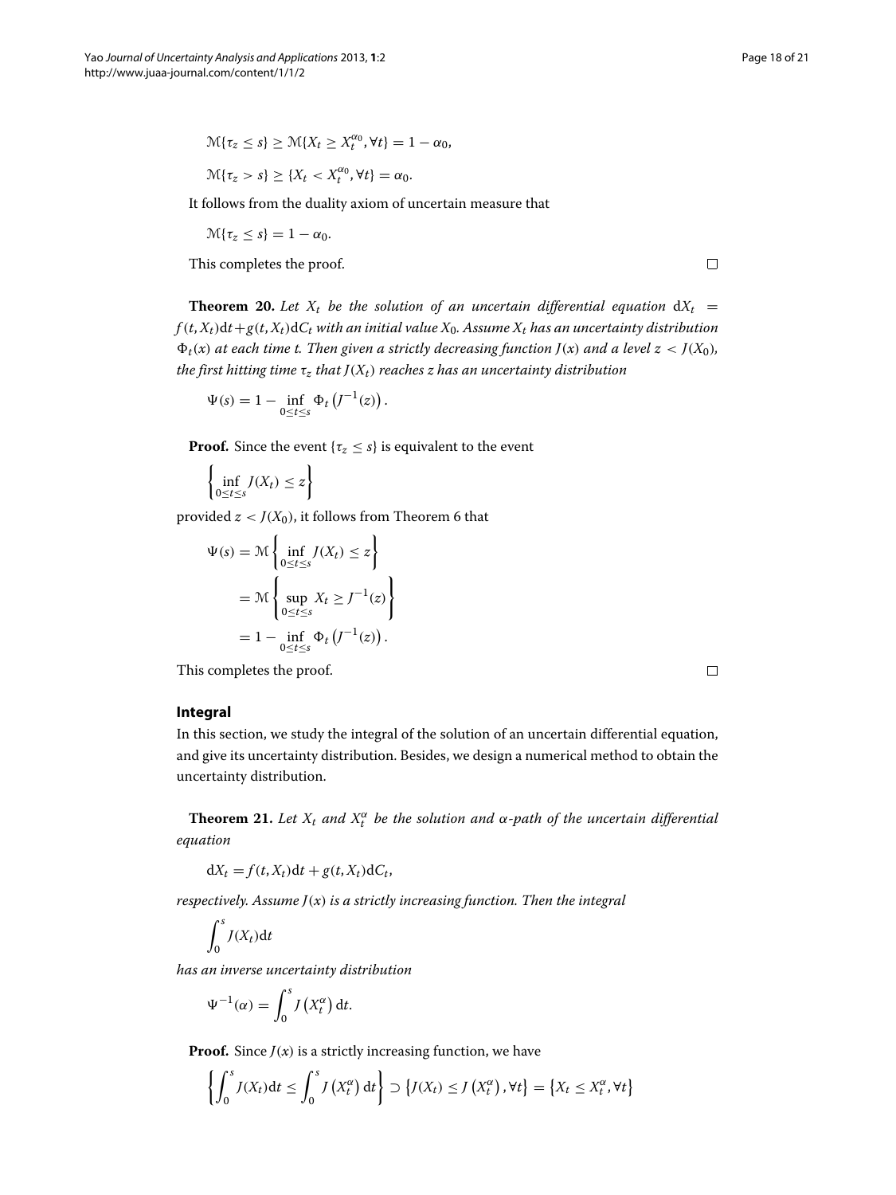$$\mathcal{M}\{\tau_z \le s\} \ge \mathcal{M}\{X_t \ge X_t^{\alpha_0}, \forall t\} = 1 - \alpha_0,$$

$$\mathcal{M}\{\tau_z > s\} \ge \{X_t < X_t^{\alpha_0}, \forall t\} = \alpha_0.$$

It follows from the duality axiom of uncertain measure that

$$\mathcal{M}\{\tau_z \le s\} = 1 - \alpha_0.$$

This completes the proof. □

**Theorem 20.** *Let $X_t$ be the solution of an uncertain differential equation $\mathrm{d}X_t = f(t, X_t)\mathrm{d}t + g(t, X_t)\mathrm{d}C_t$ with an initial value $X_0$. Assume $X_t$ has an uncertainty distribution $\Phi_t(x)$ at each time t. Then given a strictly decreasing function $J(x)$ and a level $z < J(X_0)$, the first hitting time $\tau_z$ that $J(X_t)$ reaches z has an uncertainty distribution*

$$\Psi(s) = 1 - \inf_{0 \le t \le s} \Phi_t\left(J^{-1}(z)\right).$$

**Proof.** Since the event $\{\tau_z \le s\}$ is equivalent to the event

$$\left\{ \inf_{0 \le t \le s} J(X_t) \le z \right\}$$

provided $z < J(X_0)$, it follows from Theorem 6 that

$$\begin{aligned}
\Psi(s) &= \mathcal{M}\left\{ \inf_{0 \le t \le s} J(X_t) \le z \right\} \\
&= \mathcal{M}\left\{ \sup_{0 \le t \le s} X_t \ge J^{-1}(z) \right\} \\
&= 1 - \inf_{0 \le t \le s} \Phi_t\left(J^{-1}(z)\right).
\end{aligned}$$

This completes the proof. □

## Integral

In this section, we study the integral of the solution of an uncertain differential equation, and give its uncertainty distribution. Besides, we design a numerical method to obtain the uncertainty distribution.

**Theorem 21.** *Let $X_t$ and $X_t^\alpha$ be the solution and $\alpha$-path of the uncertain differential equation*

$$\mathrm{d}X_t = f(t, X_t)\mathrm{d}t + g(t, X_t)\mathrm{d}C_t,$$

*respectively. Assume $J(x)$ is a strictly increasing function. Then the integral*

$$\int_0^s J(X_t)\mathrm{d}t$$

*has an inverse uncertainty distribution*

$$\Psi^{-1}(\alpha) = \int_0^s J\left(X_t^\alpha\right)\mathrm{d}t.$$

**Proof.** Since $J(x)$ is a strictly increasing function, we have

$$\left\{ \int_0^s J(X_t)\mathrm{d}t \le \int_0^s J\left(X_t^\alpha\right)\mathrm{d}t \right\} \supset \left\{ J(X_t) \le J\left(X_t^\alpha\right), \forall t \right\} = \left\{ X_t \le X_t^\alpha, \forall t \right\}$$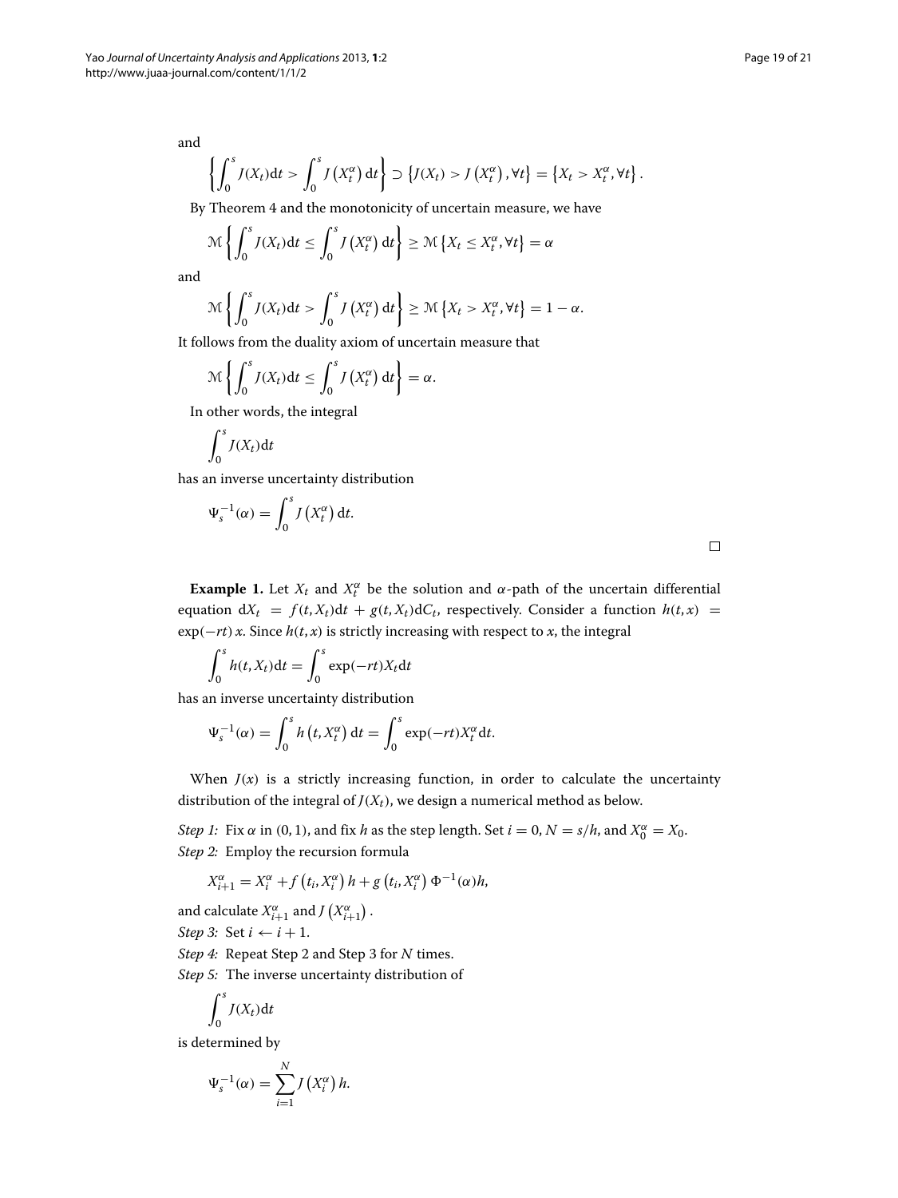and

$$\left\{\int_0^s J(X_t)\mathrm{d}t > \int_0^s J\left(X_t^\alpha\right)\mathrm{d}t\right\} \supset \left\{J(X_t) > J\left(X_t^\alpha\right), \forall t\right\} = \left\{X_t > X_t^\alpha, \forall t\right\}.$$

By Theorem 4 and the monotonicity of uncertain measure, we have

$$\mathcal{M}\left\{\int_0^s J(X_t)\mathrm{d}t \le \int_0^s J\left(X_t^\alpha\right)\mathrm{d}t\right\} \ge \mathcal{M}\left\{X_t \le X_t^\alpha, \forall t\right\} = \alpha$$

and

$$\mathcal{M}\left\{\int_0^s J(X_t)\mathrm{d}t > \int_0^s J\left(X_t^\alpha\right)\mathrm{d}t\right\} \ge \mathcal{M}\left\{X_t > X_t^\alpha, \forall t\right\} = 1-\alpha.$$

It follows from the duality axiom of uncertain measure that

$$\mathcal{M}\left\{\int_0^s J(X_t)\mathrm{d}t \le \int_0^s J\left(X_t^\alpha\right)\mathrm{d}t\right\} = \alpha.$$

In other words, the integral

$$\int_0^s J(X_t)\mathrm{d}t$$

has an inverse uncertainty distribution

$$\Psi_s^{-1}(\alpha) = \int_0^s J\left(X_t^\alpha\right)\mathrm{d}t.$$

□

**Example 1.** Let $X_t$ and $X_t^\alpha$ be the solution and $\alpha$-path of the uncertain differential equation $\mathrm{d}X_t = f(t, X_t)\mathrm{d}t + g(t, X_t)\mathrm{d}C_t$, respectively. Consider a function $h(t,x) = \exp(-rt)\,x$. Since $h(t,x)$ is strictly increasing with respect to $x$, the integral

$$\int_0^s h(t, X_t)\mathrm{d}t = \int_0^s \exp(-rt)X_t\mathrm{d}t$$

has an inverse uncertainty distribution

$$\Psi_s^{-1}(\alpha) = \int_0^s h\left(t, X_t^\alpha\right)\mathrm{d}t = \int_0^s \exp(-rt)X_t^\alpha\mathrm{d}t.$$

When $J(x)$ is a strictly increasing function, in order to calculate the uncertainty distribution of the integral of $J(X_t)$, we design a numerical method as below.

*Step 1:* Fix $\alpha$ in $(0, 1)$, and fix $h$ as the step length. Set $i = 0$, $N = s/h$, and $X_0^\alpha = X_0$.
*Step 2:* Employ the recursion formula

$$X_{i+1}^\alpha = X_i^\alpha + f\left(t_i, X_i^\alpha\right)h + g\left(t_i, X_i^\alpha\right)\Phi^{-1}(\alpha)h,$$

and calculate $X_{i+1}^\alpha$ and $J\left(X_{i+1}^\alpha\right)$.
*Step 3:* Set $i \leftarrow i+1$.
*Step 4:* Repeat Step 2 and Step 3 for $N$ times.
*Step 5:* The inverse uncertainty distribution of

$$\int_0^s J(X_t)\mathrm{d}t$$

is determined by

$$\Psi_s^{-1}(\alpha) = \sum_{i=1}^{N} J\left(X_i^\alpha\right)h.$$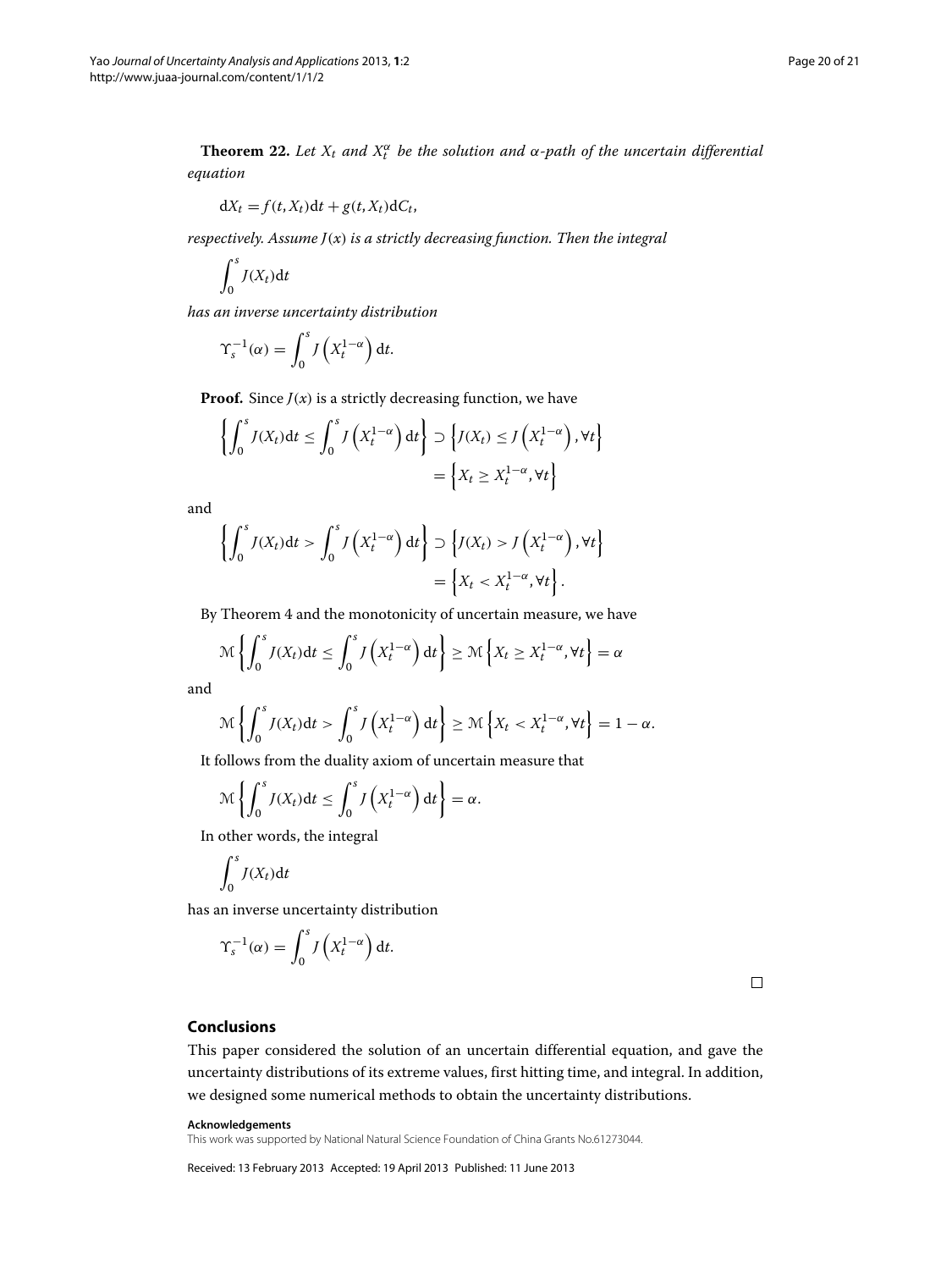**Theorem 22.** *Let $X_t$ and $X_t^\alpha$ be the solution and $\alpha$-path of the uncertain differential equation*

$$\mathrm{d}X_t = f(t, X_t)\mathrm{d}t + g(t, X_t)\mathrm{d}C_t,$$

*respectively. Assume $J(x)$ is a strictly decreasing function. Then the integral*

$$\int_0^s J(X_t)\mathrm{d}t$$

*has an inverse uncertainty distribution*

$$\Upsilon_s^{-1}(\alpha) = \int_0^s J\left(X_t^{1-\alpha}\right)\mathrm{d}t.$$

**Proof.** Since $J(x)$ is a strictly decreasing function, we have

$$\left\{\int_0^s J(X_t)\mathrm{d}t \le \int_0^s J\left(X_t^{1-\alpha}\right)\mathrm{d}t\right\} \supset \left\{J(X_t) \le J\left(X_t^{1-\alpha}\right), \forall t\right\} = \left\{X_t \ge X_t^{1-\alpha}, \forall t\right\}$$

and

$$\left\{\int_0^s J(X_t)\mathrm{d}t > \int_0^s J\left(X_t^{1-\alpha}\right)\mathrm{d}t\right\} \supset \left\{J(X_t) > J\left(X_t^{1-\alpha}\right), \forall t\right\} = \left\{X_t < X_t^{1-\alpha}, \forall t\right\}.$$

By Theorem 4 and the monotonicity of uncertain measure, we have

$$\mathcal{M}\left\{\int_0^s J(X_t)\mathrm{d}t \le \int_0^s J\left(X_t^{1-\alpha}\right)\mathrm{d}t\right\} \ge \mathcal{M}\left\{X_t \ge X_t^{1-\alpha}, \forall t\right\} = \alpha$$

and

$$\mathcal{M}\left\{\int_0^s J(X_t)\mathrm{d}t > \int_0^s J\left(X_t^{1-\alpha}\right)\mathrm{d}t\right\} \ge \mathcal{M}\left\{X_t < X_t^{1-\alpha}, \forall t\right\} = 1 - \alpha.$$

It follows from the duality axiom of uncertain measure that

$$\mathcal{M}\left\{\int_0^s J(X_t)\mathrm{d}t \le \int_0^s J\left(X_t^{1-\alpha}\right)\mathrm{d}t\right\} = \alpha.$$

In other words, the integral

$$\int_0^s J(X_t)\mathrm{d}t$$

has an inverse uncertainty distribution

$$\Upsilon_s^{-1}(\alpha) = \int_0^s J\left(X_t^{1-\alpha}\right)\mathrm{d}t.$$

□

## Conclusions

This paper considered the solution of an uncertain differential equation, and gave the uncertainty distributions of its extreme values, first hitting time, and integral. In addition, we designed some numerical methods to obtain the uncertainty distributions.

#### Acknowledgements

This work was supported by National Natural Science Foundation of China Grants No.61273044.

Received: 13 February 2013 Accepted: 19 April 2013 Published: 11 June 2013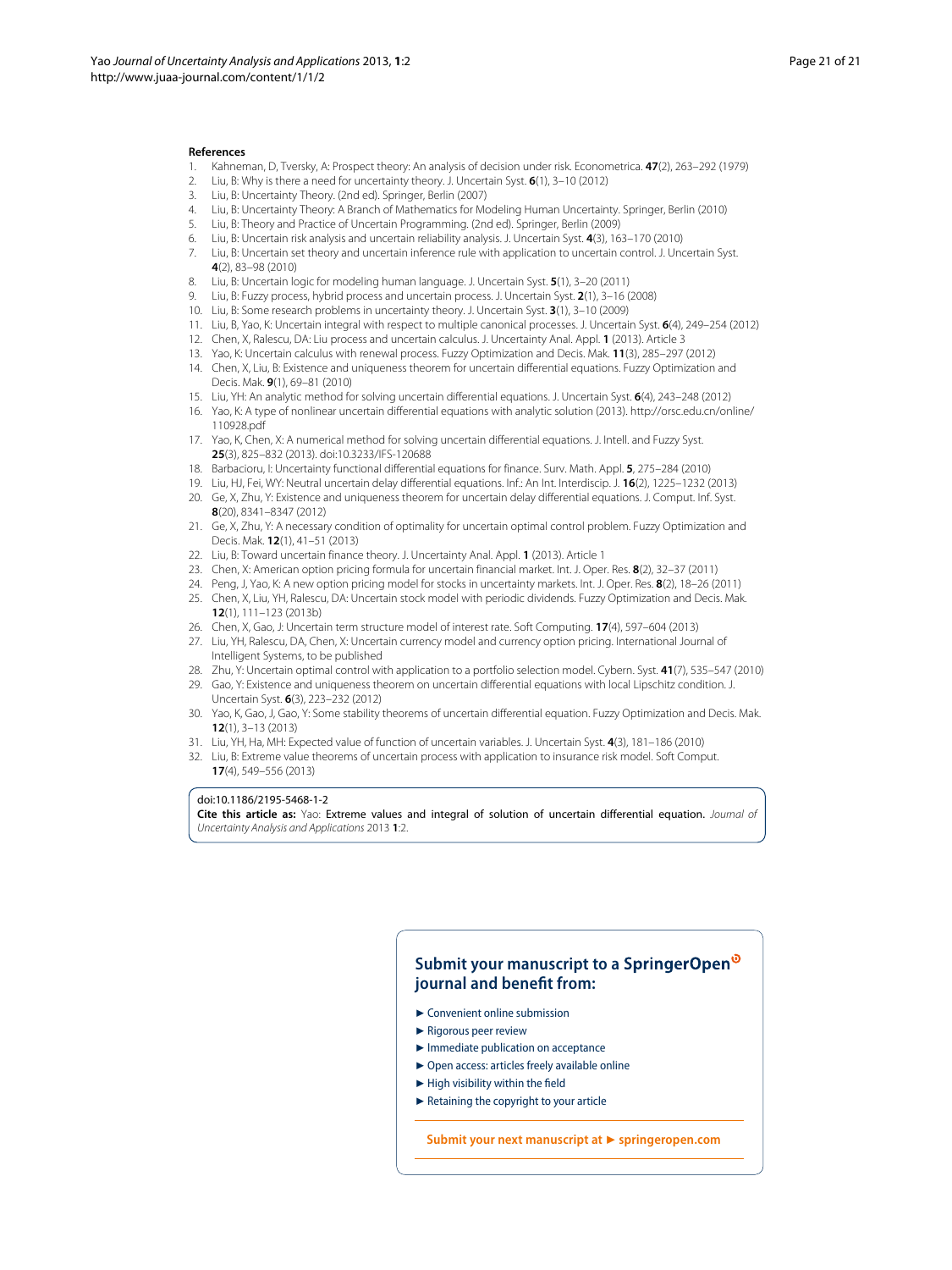### References

1. Kahneman, D, Tversky, A: Prospect theory: An analysis of decision under risk. Econometrica. **47**(2), 263–292 (1979)
2. Liu, B: Why is there a need for uncertainty theory. J. Uncertain Syst. **6**(1), 3–10 (2012)
3. Liu, B: Uncertainty Theory. (2nd ed). Springer, Berlin (2007)
4. Liu, B: Uncertainty Theory: A Branch of Mathematics for Modeling Human Uncertainty. Springer, Berlin (2010)
5. Liu, B: Theory and Practice of Uncertain Programming. (2nd ed). Springer, Berlin (2009)
6. Liu, B: Uncertain risk analysis and uncertain reliability analysis. J. Uncertain Syst. **4**(3), 163–170 (2010)
7. Liu, B: Uncertain set theory and uncertain inference rule with application to uncertain control. J. Uncertain Syst. **4**(2), 83–98 (2010)
8. Liu, B: Uncertain logic for modeling human language. J. Uncertain Syst. **5**(1), 3–20 (2011)
9. Liu, B: Fuzzy process, hybrid process and uncertain process. J. Uncertain Syst. **2**(1), 3–16 (2008)
10. Liu, B: Some research problems in uncertainty theory. J. Uncertain Syst. **3**(1), 3–10 (2009)
11. Liu, B, Yao, K: Uncertain integral with respect to multiple canonical processes. J. Uncertain Syst. **6**(4), 249–254 (2012)
12. Chen, X, Ralescu, DA: Liu process and uncertain calculus. J. Uncertainty Anal. Appl. **1** (2013). Article 3
13. Yao, K: Uncertain calculus with renewal process. Fuzzy Optimization and Decis. Mak. **11**(3), 285–297 (2012)
14. Chen, X, Liu, B: Existence and uniqueness theorem for uncertain differential equations. Fuzzy Optimization and Decis. Mak. **9**(1), 69–81 (2010)
15. Liu, YH: An analytic method for solving uncertain differential equations. J. Uncertain Syst. **6**(4), 243–248 (2012)
16. Yao, K: A type of nonlinear uncertain differential equations with analytic solution (2013). http://orsc.edu.cn/online/110928.pdf
17. Yao, K, Chen, X: A numerical method for solving uncertain differential equations. J. Intell. and Fuzzy Syst. **25**(3), 825–832 (2013). doi:10.3233/IFS-120688
18. Barbacioru, I: Uncertainty functional differential equations for finance. Surv. Math. Appl. **5**, 275–284 (2010)
19. Liu, HJ, Fei, WY: Neutral uncertain delay differential equations. Inf.: An Int. Interdiscip. J. **16**(2), 1225–1232 (2013)
20. Ge, X, Zhu, Y: Existence and uniqueness theorem for uncertain delay differential equations. J. Comput. Inf. Syst. **8**(20), 8341–8347 (2012)
21. Ge, X, Zhu, Y: A necessary condition of optimality for uncertain optimal control problem. Fuzzy Optimization and Decis. Mak. **12**(1), 41–51 (2013)
22. Liu, B: Toward uncertain finance theory. J. Uncertainty Anal. Appl. **1** (2013). Article 1
23. Chen, X: American option pricing formula for uncertain financial market. Int. J. Oper. Res. **8**(2), 32–37 (2011)
24. Peng, J, Yao, K: A new option pricing model for stocks in uncertainty markets. Int. J. Oper. Res. **8**(2), 18–26 (2011)
25. Chen, X, Liu, YH, Ralescu, DA: Uncertain stock model with periodic dividends. Fuzzy Optimization and Decis. Mak. **12**(1), 111–123 (2013b)
26. Chen, X, Gao, J: Uncertain term structure model of interest rate. Soft Computing. **17**(4), 597–604 (2013)
27. Liu, YH, Ralescu, DA, Chen, X: Uncertain currency model and currency option pricing. International Journal of Intelligent Systems, to be published
28. Zhu, Y: Uncertain optimal control with application to a portfolio selection model. Cybern. Syst. **41**(7), 535–547 (2010)
29. Gao, Y: Existence and uniqueness theorem on uncertain differential equations with local Lipschitz condition. J. Uncertain Syst. **6**(3), 223–232 (2012)
30. Yao, K, Gao, J, Gao, Y: Some stability theorems of uncertain differential equation. Fuzzy Optimization and Decis. Mak. **12**(1), 3–13 (2013)
31. Liu, YH, Ha, MH: Expected value of function of uncertain variables. J. Uncertain Syst. **4**(3), 181–186 (2010)
32. Liu, B: Extreme value theorems of uncertain process with application to insurance risk model. Soft Comput. **17**(4), 549–556 (2013)

doi:10.1186/2195-5468-1-2

**Cite this article as:** Yao: Extreme values and integral of solution of uncertain differential equation. *Journal of Uncertainty Analysis and Applications* 2013 **1**:2.

**Submit your manuscript to a SpringerOpen journal and benefit from:**

- ► Convenient online submission
- ► Rigorous peer review
- ► Immediate publication on acceptance
- ► Open access: articles freely available online
- ► High visibility within the field
- ► Retaining the copyright to your article

**Submit your next manuscript at ► springeropen.com**